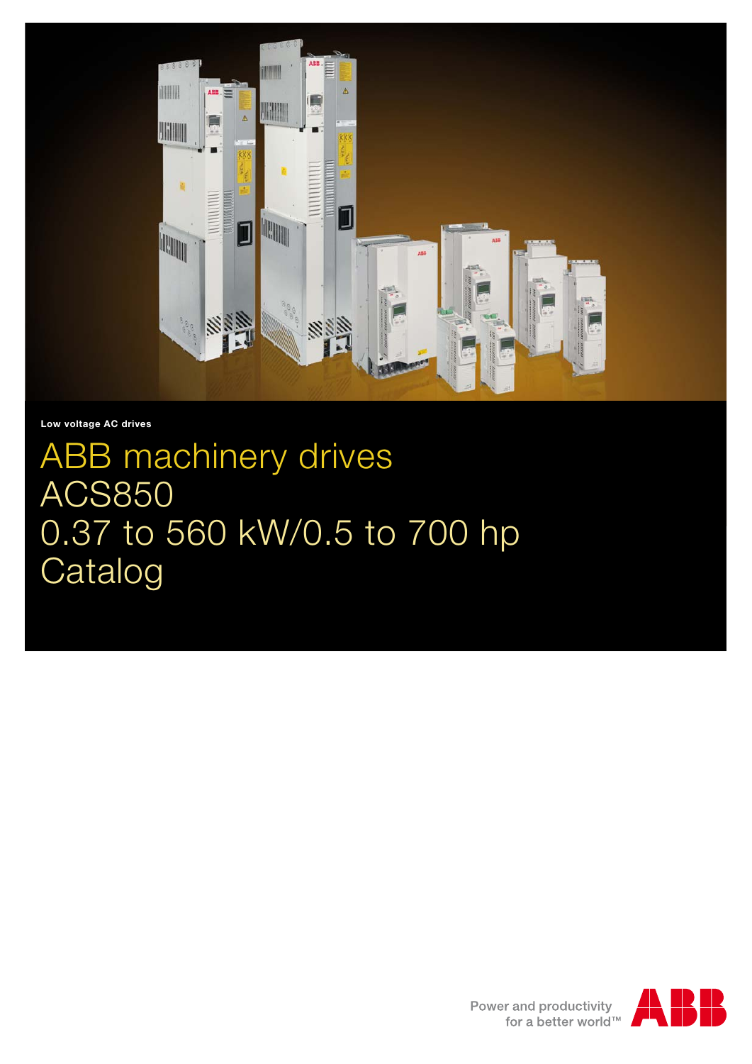Low voltage AC drives

# ABB machinery drives ACS850 0.37 to 560 kW/0.5 to 700 hp Catalog

Power and productivity for a better world™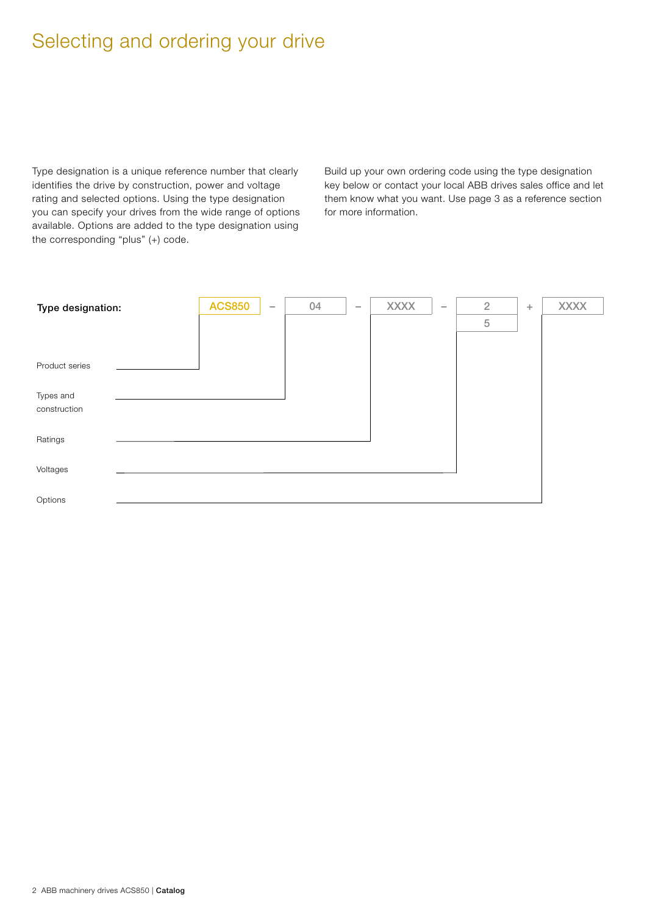# Selecting and ordering your drive

Type designation is a unique reference number that clearly identifies the drive by construction, power and voltage rating and selected options. Using the type designation you can specify your drives from the wide range of options available. Options are added to the type designation using the corresponding "plus" (+) code.

Build up your own ordering code using the type designation key below or contact your local ABB drives sales office and let them know what you want. Use page 3 as a reference section for more information.

**Type designation:** ACS850 – 04 – XXXX – 2/5 + XXXX

| Code segment | Description |
|---|---|
| ACS850 | Product series |
| 04 | Types and construction |
| XXXX | Ratings |
| 2 / 5 | Voltages |
| XXXX | Options |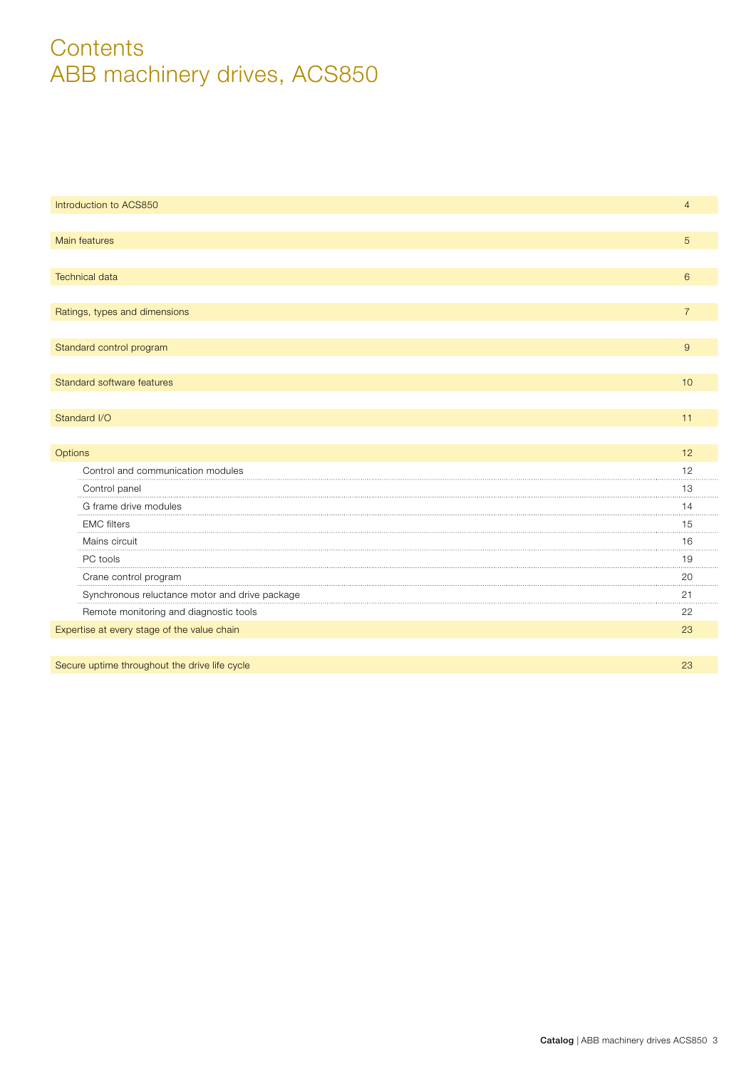# Contents
# ABB machinery drives, ACS850

| | |
|---|---|
| Introduction to ACS850 | 4 |
| Main features | 5 |
| Technical data | 6 |
| Ratings, types and dimensions | 7 |
| Standard control program | 9 |
| Standard software features | 10 |
| Standard I/O | 11 |
| Options | 12 |
| Control and communication modules | 12 |
| Control panel | 13 |
| G frame drive modules | 14 |
| EMC filters | 15 |
| Mains circuit | 16 |
| PC tools | 19 |
| Crane control program | 20 |
| Synchronous reluctance motor and drive package | 21 |
| Remote monitoring and diagnostic tools | 22 |
| Expertise at every stage of the value chain | 23 |
| Secure uptime throughout the drive life cycle | 23 |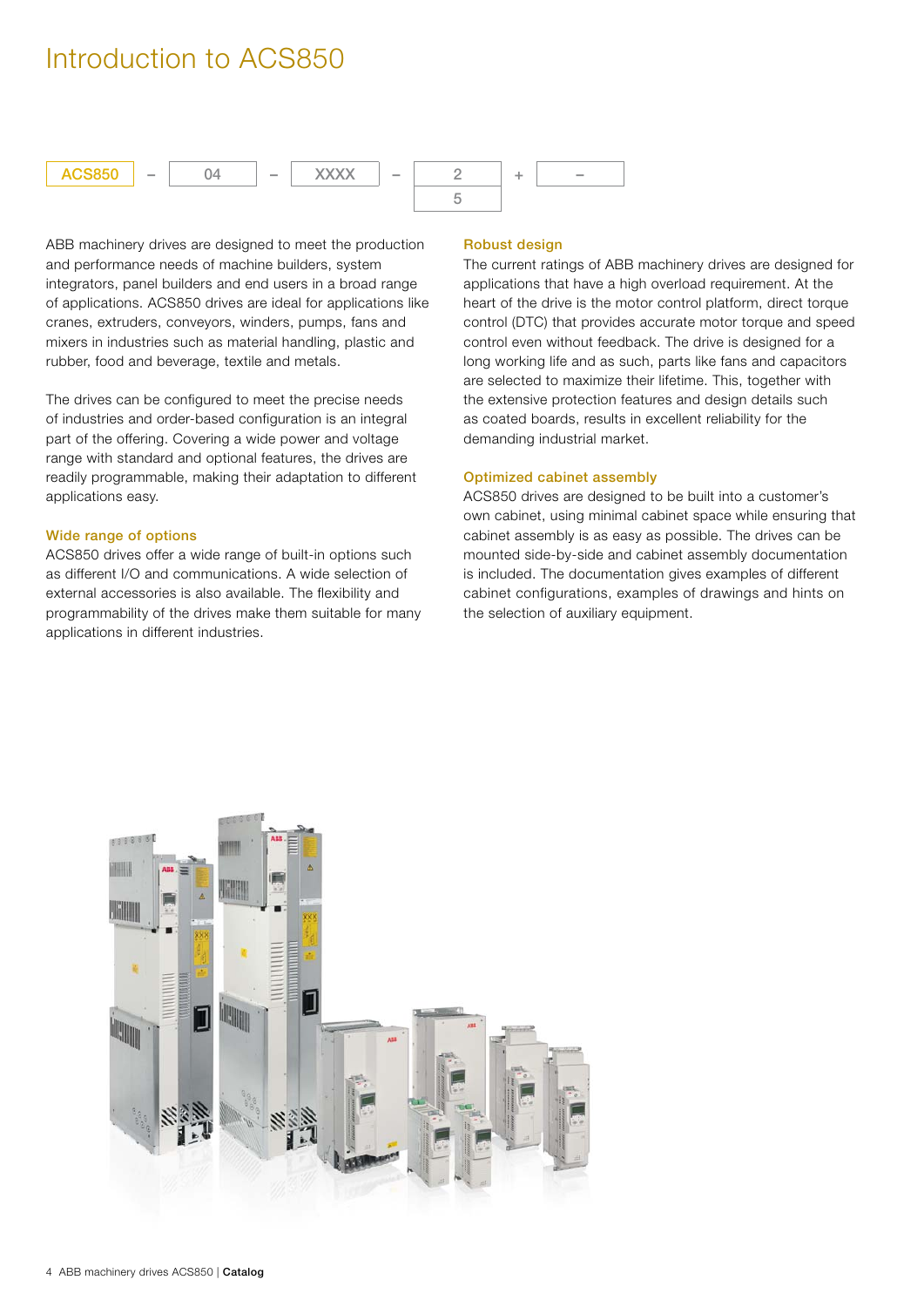# Introduction to ACS850

| ACS850 | – | 04 | – | XXXX | – | 2 | + | – |
|---|---|---|---|---|---|---|---|---|
| | | | | | | 5 | | |

ABB machinery drives are designed to meet the production and performance needs of machine builders, system integrators, panel builders and end users in a broad range of applications. ACS850 drives are ideal for applications like cranes, extruders, conveyors, winders, pumps, fans and mixers in industries such as material handling, plastic and rubber, food and beverage, textile and metals.

The drives can be configured to meet the precise needs of industries and order-based configuration is an integral part of the offering. Covering a wide power and voltage range with standard and optional features, the drives are readily programmable, making their adaptation to different applications easy.

### Wide range of options

ACS850 drives offer a wide range of built-in options such as different I/O and communications. A wide selection of external accessories is also available. The flexibility and programmability of the drives make them suitable for many applications in different industries.

### Robust design

The current ratings of ABB machinery drives are designed for applications that have a high overload requirement. At the heart of the drive is the motor control platform, direct torque control (DTC) that provides accurate motor torque and speed control even without feedback. The drive is designed for a long working life and as such, parts like fans and capacitors are selected to maximize their lifetime. This, together with the extensive protection features and design details such as coated boards, results in excellent reliability for the demanding industrial market.

### Optimized cabinet assembly

ACS850 drives are designed to be built into a customer's own cabinet, using minimal cabinet space while ensuring that cabinet assembly is as easy as possible. The drives can be mounted side-by-side and cabinet assembly documentation is included. The documentation gives examples of different cabinet configurations, examples of drawings and hints on the selection of auxiliary equipment.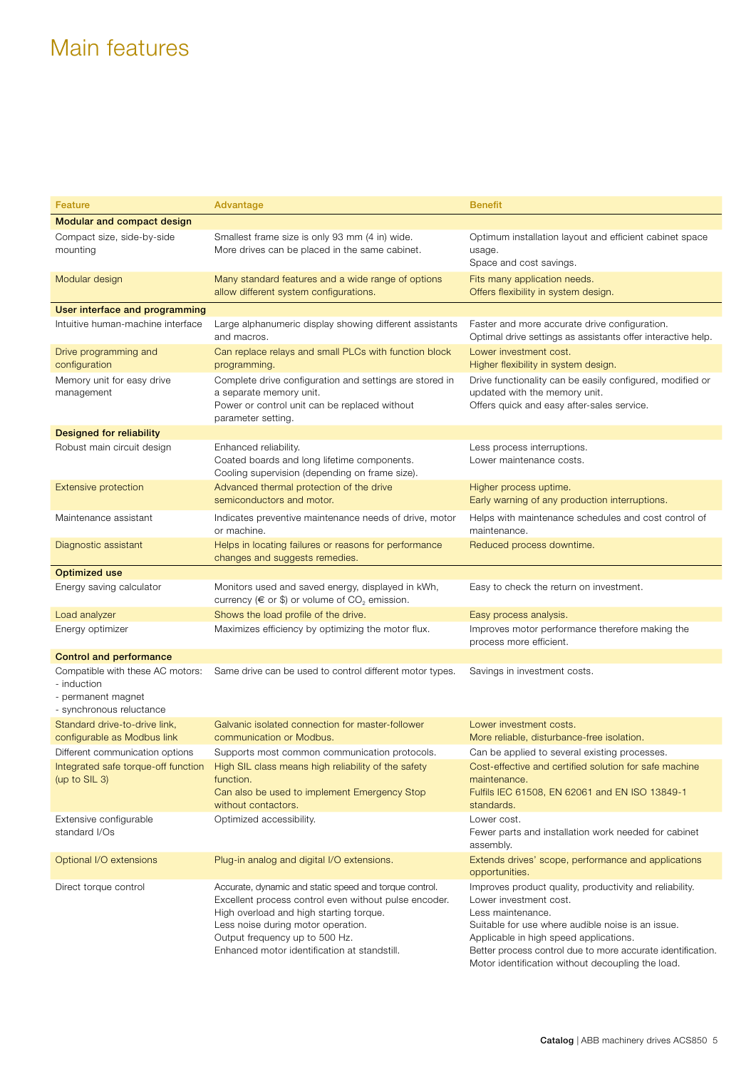# Main features

| Feature | Advantage | Benefit |
| --- | --- | --- |
| **Modular and compact design** | | |
| Compact size, side-by-side mounting | Smallest frame size is only 93 mm (4 in) wide.<br>More drives can be placed in the same cabinet. | Optimum installation layout and efficient cabinet space usage.<br>Space and cost savings. |
| Modular design | Many standard features and a wide range of options allow different system configurations. | Fits many application needs.<br>Offers flexibility in system design. |
| **User interface and programming** | | |
| Intuitive human-machine interface | Large alphanumeric display showing different assistants and macros. | Faster and more accurate drive configuration.<br>Optimal drive settings as assistants offer interactive help. |
| Drive programming and configuration | Can replace relays and small PLCs with function block programming. | Lower investment cost.<br>Higher flexibility in system design. |
| Memory unit for easy drive management | Complete drive configuration and settings are stored in a separate memory unit.<br>Power or control unit can be replaced without parameter setting. | Drive functionality can be easily configured, modified or updated with the memory unit.<br>Offers quick and easy after-sales service. |
| **Designed for reliability** | | |
| Robust main circuit design | Enhanced reliability.<br>Coated boards and long lifetime components.<br>Cooling supervision (depending on frame size). | Less process interruptions.<br>Lower maintenance costs. |
| Extensive protection | Advanced thermal protection of the drive semiconductors and motor. | Higher process uptime.<br>Early warning of any production interruptions. |
| Maintenance assistant | Indicates preventive maintenance needs of drive, motor or machine. | Helps with maintenance schedules and cost control of maintenance. |
| Diagnostic assistant | Helps in locating failures or reasons for performance changes and suggests remedies. | Reduced process downtime. |
| **Optimized use** | | |
| Energy saving calculator | Monitors used and saved energy, displayed in kWh, currency (€ or $) or volume of $CO_2$ emission. | Easy to check the return on investment. |
| Load analyzer | Shows the load profile of the drive. | Easy process analysis. |
| Energy optimizer | Maximizes efficiency by optimizing the motor flux. | Improves motor performance therefore making the process more efficient. |
| **Control and performance** | | |
| Compatible with these AC motors:<br>- induction<br>- permanent magnet<br>- synchronous reluctance | Same drive can be used to control different motor types. | Savings in investment costs. |
| Standard drive-to-drive link, configurable as Modbus link | Galvanic isolated connection for master-follower communication or Modbus. | Lower investment costs.<br>More reliable, disturbance-free isolation. |
| Different communication options | Supports most common communication protocols. | Can be applied to several existing processes. |
| Integrated safe torque-off function (up to SIL 3) | High SIL class means high reliability of the safety function.<br>Can also be used to implement Emergency Stop without contactors. | Cost-effective and certified solution for safe machine maintenance.<br>Fulfils IEC 61508, EN 62061 and EN ISO 13849-1 standards. |
| Extensive configurable standard I/Os | Optimized accessibility. | Lower cost.<br>Fewer parts and installation work needed for cabinet assembly. |
| Optional I/O extensions | Plug-in analog and digital I/O extensions. | Extends drives' scope, performance and applications opportunities. |
| Direct torque control | Accurate, dynamic and static speed and torque control.<br>Excellent process control even without pulse encoder.<br>High overload and high starting torque.<br>Less noise during motor operation.<br>Output frequency up to 500 Hz.<br>Enhanced motor identification at standstill. | Improves product quality, productivity and reliability.<br>Lower investment cost.<br>Less maintenance.<br>Suitable for use where audible noise is an issue.<br>Applicable in high speed applications.<br>Better process control due to more accurate identification.<br>Motor identification without decoupling the load. |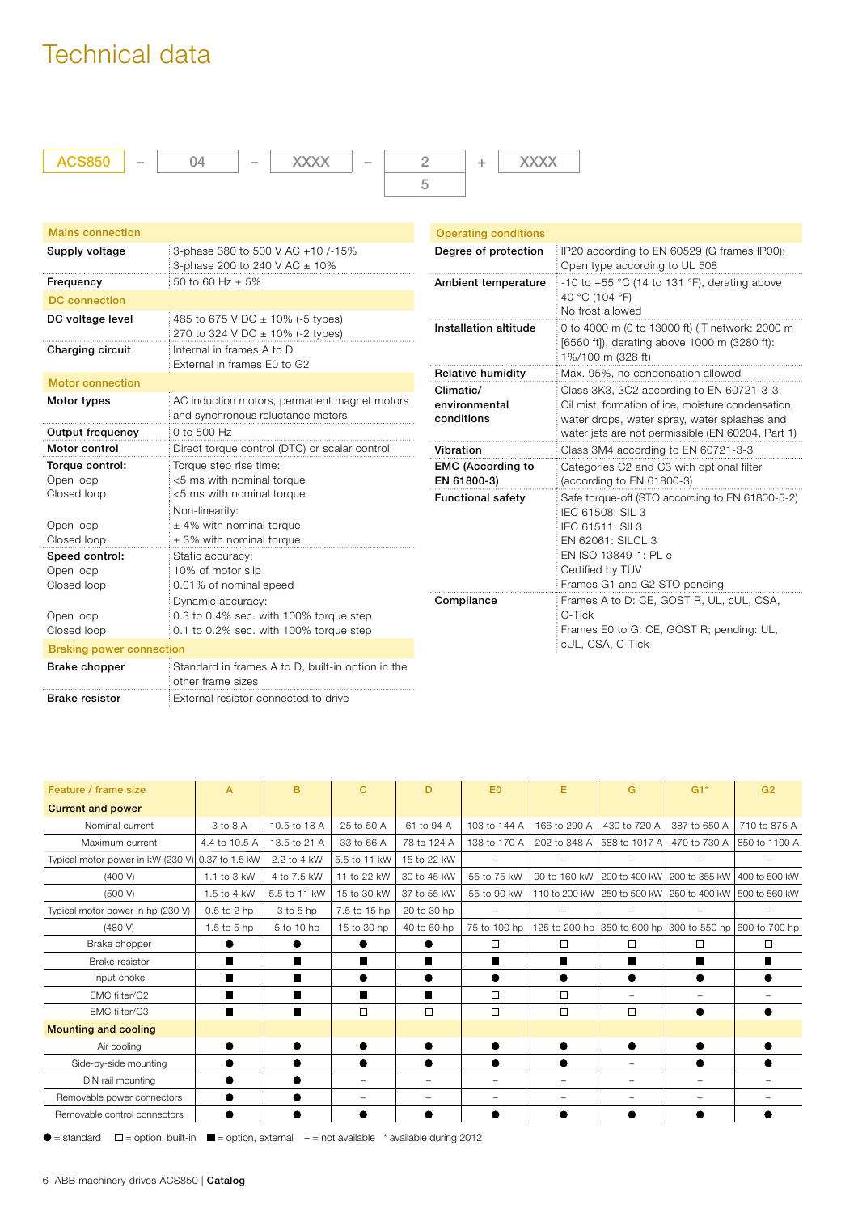# Technical data

ACS850 – 04 – XXXX – 2 / 5 + XXXX

| Mains connection | |
|---|---|
| **Supply voltage** | 3-phase 380 to 500 V AC +10 /-15%<br>3-phase 200 to 240 V AC ± 10% |
| **Frequency** | 50 to 60 Hz ± 5% |
| **DC connection** | |
| **DC voltage level** | 485 to 675 V DC ± 10% (-5 types)<br>270 to 324 V DC ± 10% (-2 types) |
| **Charging circuit** | Internal in frames A to D<br>External in frames E0 to G2 |
| **Motor connection** | |
| **Motor types** | AC induction motors, permanent magnet motors and synchronous reluctance motors |
| **Output frequency** | 0 to 500 Hz |
| **Motor control** | Direct torque control (DTC) or scalar control |
| **Torque control:**<br>Open loop<br>Closed loop<br><br>Open loop<br>Closed loop | Torque step rise time:<br><5 ms with nominal torque<br><5 ms with nominal torque<br>Non-linearity:<br>± 4% with nominal torque<br>± 3% with nominal torque |
| **Speed control:**<br>Open loop<br>Closed loop<br><br>Open loop<br>Closed loop | Static accuracy:<br>10% of motor slip<br>0.01% of nominal speed<br>Dynamic accuracy:<br>0.3 to 0.4% sec. with 100% torque step<br>0.1 to 0.2% sec. with 100% torque step |
| **Braking power connection** | |
| **Brake chopper** | Standard in frames A to D, built-in option in the other frame sizes |
| **Brake resistor** | External resistor connected to drive |

| Operating conditions | |
|---|---|
| **Degree of protection** | IP20 according to EN 60529 (G frames IP00);<br>Open type according to UL 508 |
| **Ambient temperature** | -10 to +55 °C (14 to 131 °F), derating above 40 °C (104 °F)<br>No frost allowed |
| **Installation altitude** | 0 to 4000 m (0 to 13000 ft) (IT network: 2000 m [6560 ft]), derating above 1000 m (3280 ft): 1%/100 m (328 ft) |
| **Relative humidity** | Max. 95%, no condensation allowed |
| **Climatic/ environmental conditions** | Class 3K3, 3C2 according to EN 60721-3-3.<br>Oil mist, formation of ice, moisture condensation, water drops, water spray, water splashes and water jets are not permissible (EN 60204, Part 1) |
| **Vibration** | Class 3M4 according to EN 60721-3-3 |
| **EMC (According to EN 61800-3)** | Categories C2 and C3 with optional filter (according to EN 61800-3) |
| **Functional safety** | Safe torque-off (STO according to EN 61800-5-2)<br>IEC 61508: SIL 3<br>IEC 61511: SIL3<br>EN 62061: SILCL 3<br>EN ISO 13849-1: PL e<br>Certified by TÜV<br>Frames G1 and G2 STO pending |
| **Compliance** | Frames A to D: CE, GOST R, UL, cUL, CSA, C-Tick<br>Frames E0 to G: CE, GOST R; pending: UL, cUL, CSA, C-Tick |

| Feature / frame size | A | B | C | D | E0 | E | G | G1* | G2 |
|---|---|---|---|---|---|---|---|---|---|
| **Current and power** | | | | | | | | | |
| Nominal current | 3 to 8 A | 10.5 to 18 A | 25 to 50 A | 61 to 94 A | 103 to 144 A | 166 to 290 A | 430 to 720 A | 387 to 650 A | 710 to 875 A |
| Maximum current | 4.4 to 10.5 A | 13.5 to 21 A | 33 to 66 A | 78 to 124 A | 138 to 170 A | 202 to 348 A | 588 to 1017 A | 470 to 730 A | 850 to 1100 A |
| Typical motor power in kW (230 V) | 0.37 to 1.5 kW | 2.2 to 4 kW | 5.5 to 11 kW | 15 to 22 kW | – | – | – | – | – |
| (400 V) | 1.1 to 3 kW | 4 to 7.5 kW | 11 to 22 kW | 30 to 45 kW | 55 to 75 kW | 90 to 160 kW | 200 to 400 kW | 200 to 355 kW | 400 to 500 kW |
| (500 V) | 1.5 to 4 kW | 5.5 to 11 kW | 15 to 30 kW | 37 to 55 kW | 55 to 90 kW | 110 to 200 kW | 250 to 500 kW | 250 to 400 kW | 500 to 560 kW |
| Typical motor power in hp (230 V) | 0.5 to 2 hp | 3 to 5 hp | 7.5 to 15 hp | 20 to 30 hp | – | – | – | – | – |
| (480 V) | 1.5 to 5 hp | 5 to 10 hp | 15 to 30 hp | 40 to 60 hp | 75 to 100 hp | 125 to 200 hp | 350 to 600 hp | 300 to 550 hp | 600 to 700 hp |
| Brake chopper | ● | ● | ● | ● | □ | □ | □ | □ | □ |
| Brake resistor | ■ | ■ | ■ | ■ | ■ | ■ | ■ | ■ | ■ |
| Input choke | ■ | ■ | ● | ● | ● | ● | ● | ● | ● |
| EMC filter/C2 | ■ | ■ | ■ | ■ | □ | □ | – | – | – |
| EMC filter/C3 | ■ | ■ | □ | □ | □ | □ | □ | ● | ● |
| **Mounting and cooling** | | | | | | | | | |
| Air cooling | ● | ● | ● | ● | ● | ● | ● | ● | ● |
| Side-by-side mounting | ● | ● | ● | ● | ● | ● | – | ● | ● |
| DIN rail mounting | ● | ● | – | – | – | – | – | – | – |
| Removable power connectors | ● | ● | – | – | – | – | – | – | – |
| Removable control connectors | ● | ● | ● | ● | ● | ● | ● | ● | ● |

● = standard □ = option, built-in ■ = option, external – = not available * available during 2012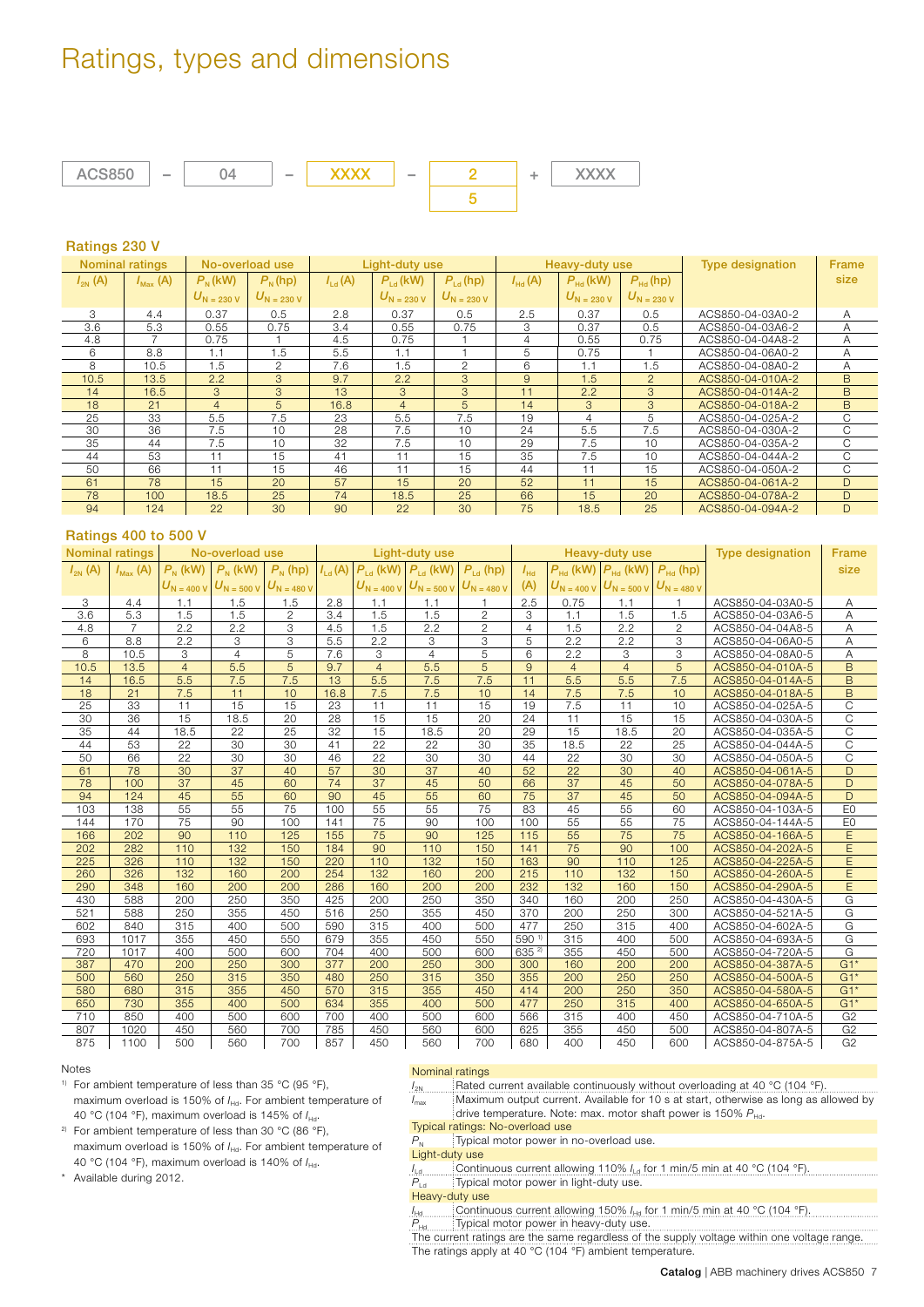# Ratings, types and dimensions

| ACS850 | – | 04 | – | XXXX | – | 2 / 5 | + | XXXX |
|---|---|---|---|---|---|---|---|---|

## Ratings 230 V

| Nominal ratings | | No-overload use | | Light-duty use | | | Heavy-duty use | | | Type designation | Frame size |
|---|---|---|---|---|---|---|---|---|---|---|---|
| $I_{2N}$ (A) | $I_{Max}$ (A) | $P_N$ (kW) $U_{N=230\,V}$ | $P_N$ (hp) $U_{N=230\,V}$ | $I_{Ld}$ (A) | $P_{Ld}$ (kW) $U_{N=230\,V}$ | $P_{Ld}$ (hp) $U_{N=230\,V}$ | $I_{Hd}$ (A) | $P_{Hd}$ (kW) $U_{N=230\,V}$ | $P_{Hd}$ (hp) $U_{N=230\,V}$ | | |
| 3 | 4.4 | 0.37 | 0.5 | 2.8 | 0.37 | 0.5 | 2.5 | 0.37 | 0.5 | ACS850-04-03A0-2 | A |
| 3.6 | 5.3 | 0.55 | 0.75 | 3.4 | 0.55 | 0.75 | 3 | 0.37 | 0.5 | ACS850-04-03A6-2 | A |
| 4.8 | 7 | 0.75 | 1 | 4.5 | 0.75 | 1 | 4 | 0.55 | 0.75 | ACS850-04-04A8-2 | A |
| 6 | 8.8 | 1.1 | 1.5 | 5.5 | 1.1 | 1 | 5 | 0.75 | 1 | ACS850-04-06A0-2 | A |
| 8 | 10.5 | 1.5 | 2 | 7.6 | 1.5 | 2 | 6 | 1.1 | 1.5 | ACS850-04-08A0-2 | A |
| 10.5 | 13.5 | 2.2 | 3 | 9.7 | 2.2 | 3 | 9 | 1.5 | 2 | ACS850-04-010A-2 | B |
| 14 | 16.5 | 3 | 3 | 13 | 3 | 3 | 11 | 2.2 | 3 | ACS850-04-014A-2 | B |
| 18 | 21 | 4 | 5 | 16.8 | 4 | 5 | 14 | 3 | 3 | ACS850-04-018A-2 | B |
| 25 | 33 | 5.5 | 7.5 | 23 | 5.5 | 7.5 | 19 | 4 | 5 | ACS850-04-025A-2 | C |
| 30 | 36 | 7.5 | 10 | 28 | 7.5 | 10 | 24 | 5.5 | 7.5 | ACS850-04-030A-2 | C |
| 35 | 44 | 7.5 | 10 | 32 | 7.5 | 10 | 29 | 7.5 | 10 | ACS850-04-035A-2 | C |
| 44 | 53 | 11 | 15 | 41 | 11 | 15 | 35 | 7.5 | 10 | ACS850-04-044A-2 | C |
| 50 | 66 | 11 | 15 | 46 | 11 | 15 | 44 | 11 | 15 | ACS850-04-050A-2 | C |
| 61 | 78 | 15 | 20 | 57 | 15 | 20 | 52 | 11 | 15 | ACS850-04-061A-2 | D |
| 78 | 100 | 18.5 | 25 | 74 | 18.5 | 25 | 66 | 15 | 20 | ACS850-04-078A-2 | D |
| 94 | 124 | 22 | 30 | 90 | 22 | 30 | 75 | 18.5 | 25 | ACS850-04-094A-2 | D |

## Ratings 400 to 500 V

| Nominal ratings | | No-overload use | | | Light-duty use | | | | Heavy-duty use | | | | Type designation | Frame size |
|---|---|---|---|---|---|---|---|---|---|---|---|---|---|---|
| $I_{2N}$ (A) | $I_{Max}$ (A) | $P_N$ (kW) $U_{N=400\,V}$ | $P_N$ (kW) $U_{N=500\,V}$ | $P_N$ (hp) $U_{N=480\,V}$ | $I_{Ld}$ (A) | $P_{Ld}$ (kW) $U_{N=400\,V}$ | $P_{Ld}$ (kW) $U_{N=500\,V}$ | $P_{Ld}$ (hp) $U_{N=480\,V}$ | $I_{Hd}$ (A) | $P_{Hd}$ (kW) $U_{N=400\,V}$ | $P_{Hd}$ (kW) $U_{N=500\,V}$ | $P_{Hd}$ (hp) $U_{N=480\,V}$ | | |
| 3 | 4.4 | 1.1 | 1.5 | 1.5 | 2.8 | 1.1 | 1.1 | 1 | 2.5 | 0.75 | 1.1 | 1 | ACS850-04-03A0-5 | A |
| 3.6 | 5.3 | 1.5 | 1.5 | 2 | 3.4 | 1.5 | 1.5 | 2 | 3 | 1.1 | 1.5 | 1.5 | ACS850-04-03A6-5 | A |
| 4.8 | 7 | 2.2 | 2.2 | 3 | 4.5 | 1.5 | 2.2 | 2 | 4 | 1.5 | 2.2 | 2 | ACS850-04-04A8-5 | A |
| 6 | 8.8 | 2.2 | 3 | 3 | 5.5 | 2.2 | 3 | 3 | 5 | 2.2 | 2.2 | 3 | ACS850-04-06A0-5 | A |
| 8 | 10.5 | 3 | 4 | 5 | 7.6 | 3 | 4 | 5 | 6 | 2.2 | 3 | 3 | ACS850-04-08A0-5 | A |
| 10.5 | 13.5 | 4 | 5.5 | 5 | 9.7 | 4 | 5.5 | 5 | 9 | 4 | 4 | 5 | ACS850-04-010A-5 | B |
| 14 | 16.5 | 5.5 | 7.5 | 7.5 | 13 | 5.5 | 7.5 | 7.5 | 11 | 5.5 | 5.5 | 7.5 | ACS850-04-014A-5 | B |
| 18 | 21 | 7.5 | 11 | 10 | 16.8 | 7.5 | 7.5 | 10 | 14 | 7.5 | 7.5 | 10 | ACS850-04-018A-5 | B |
| 25 | 33 | 11 | 15 | 15 | 23 | 11 | 11 | 15 | 19 | 7.5 | 11 | 10 | ACS850-04-025A-5 | C |
| 30 | 36 | 15 | 18.5 | 20 | 28 | 15 | 15 | 20 | 24 | 11 | 15 | 15 | ACS850-04-030A-5 | C |
| 35 | 44 | 18.5 | 22 | 25 | 32 | 15 | 18.5 | 20 | 29 | 15 | 18.5 | 20 | ACS850-04-035A-5 | C |
| 44 | 53 | 22 | 30 | 30 | 41 | 22 | 22 | 30 | 35 | 18.5 | 22 | 25 | ACS850-04-044A-5 | C |
| 50 | 66 | 22 | 30 | 30 | 46 | 22 | 30 | 30 | 44 | 22 | 30 | 30 | ACS850-04-050A-5 | C |
| 61 | 78 | 30 | 37 | 40 | 57 | 30 | 37 | 40 | 52 | 22 | 30 | 40 | ACS850-04-061A-5 | D |
| 78 | 100 | 37 | 45 | 60 | 74 | 37 | 45 | 50 | 66 | 37 | 45 | 50 | ACS850-04-078A-5 | D |
| 94 | 124 | 45 | 55 | 60 | 90 | 45 | 55 | 60 | 75 | 37 | 45 | 50 | ACS850-04-094A-5 | D |
| 103 | 138 | 55 | 55 | 75 | 100 | 55 | 55 | 75 | 83 | 45 | 55 | 60 | ACS850-04-103A-5 | E0 |
| 144 | 170 | 75 | 90 | 100 | 141 | 75 | 90 | 100 | 100 | 55 | 55 | 75 | ACS850-04-144A-5 | E0 |
| 166 | 202 | 90 | 110 | 125 | 155 | 75 | 90 | 125 | 115 | 55 | 75 | 75 | ACS850-04-166A-5 | E |
| 202 | 282 | 110 | 132 | 150 | 184 | 90 | 110 | 150 | 141 | 75 | 90 | 100 | ACS850-04-202A-5 | E |
| 225 | 326 | 110 | 132 | 150 | 220 | 110 | 132 | 150 | 163 | 90 | 110 | 125 | ACS850-04-225A-5 | E |
| 260 | 326 | 132 | 160 | 200 | 254 | 132 | 160 | 200 | 215 | 110 | 132 | 150 | ACS850-04-260A-5 | E |
| 290 | 348 | 160 | 200 | 200 | 286 | 160 | 200 | 200 | 232 | 132 | 160 | 150 | ACS850-04-290A-5 | E |
| 430 | 588 | 200 | 250 | 350 | 425 | 200 | 250 | 350 | 340 | 160 | 200 | 250 | ACS850-04-430A-5 | G |
| 521 | 588 | 250 | 355 | 450 | 516 | 250 | 355 | 450 | 370 | 200 | 250 | 300 | ACS850-04-521A-5 | G |
| 602 | 840 | 315 | 400 | 500 | 590 | 315 | 400 | 500 | 477 | 250 | 315 | 400 | ACS850-04-602A-5 | G |
| 693 | 1017 | 355 | 450 | 550 | 679 | 355 | 450 | 550 | 590 [1] | 315 | 400 | 500 | ACS850-04-693A-5 | G |
| 720 | 1017 | 400 | 500 | 600 | 704 | 400 | 500 | 600 | 635 [2] | 355 | 450 | 500 | ACS850-04-720A-5 | G |
| 387 | 470 | 200 | 250 | 300 | 377 | 200 | 250 | 300 | 300 | 160 | 200 | 200 | ACS850-04-387A-5 | G1* |
| 500 | 560 | 250 | 315 | 350 | 480 | 250 | 315 | 350 | 355 | 200 | 250 | 250 | ACS850-04-500A-5 | G1* |
| 580 | 680 | 315 | 355 | 450 | 570 | 315 | 355 | 450 | 414 | 200 | 250 | 350 | ACS850-04-580A-5 | G1* |
| 650 | 730 | 355 | 400 | 500 | 634 | 355 | 400 | 500 | 477 | 250 | 315 | 400 | ACS850-04-650A-5 | G1* |
| 710 | 850 | 400 | 500 | 600 | 700 | 400 | 500 | 600 | 566 | 315 | 400 | 450 | ACS850-04-710A-5 | G2 |
| 807 | 1020 | 450 | 560 | 700 | 785 | 450 | 560 | 600 | 625 | 355 | 450 | 500 | ACS850-04-807A-5 | G2 |
| 875 | 1100 | 500 | 560 | 700 | 857 | 450 | 560 | 700 | 680 | 400 | 450 | 600 | ACS850-04-875A-5 | G2 |

Notes

[1] For ambient temperature of less than 35 °C (95 °F), maximum overload is 150% of $I_{Hd}$. For ambient temperature of 40 °C (104 °F), maximum overload is 145% of $I_{Hd}$.

[2] For ambient temperature of less than 30 °C (86 °F), maximum overload is 150% of $I_{Hd}$. For ambient temperature of 40 °C (104 °F), maximum overload is 140% of $I_{Hd}$.

\* Available during 2012.

**Nominal ratings**

- $I_{2N}$: Rated current available continuously without overloading at 40 °C (104 °F).
- $I_{max}$: Maximum output current. Available for 10 s at start, otherwise as long as allowed by drive temperature. Note: max. motor shaft power is 150% $P_{Hd}$.

**Typical ratings: No-overload use**

- $P_N$: Typical motor power in no-overload use.

**Light-duty use**

- $I_{Ld}$: Continuous current allowing 110% $I_{Ld}$ for 1 min/5 min at 40 °C (104 °F).
- $P_{Ld}$: Typical motor power in light-duty use.

**Heavy-duty use**

- $I_{Hd}$: Continuous current allowing 150% $I_{Hd}$ for 1 min/5 min at 40 °C (104 °F).
- $P_{Hd}$: Typical motor power in heavy-duty use.

The current ratings are the same regardless of the supply voltage within one voltage range.

The ratings apply at 40 °C (104 °F) ambient temperature.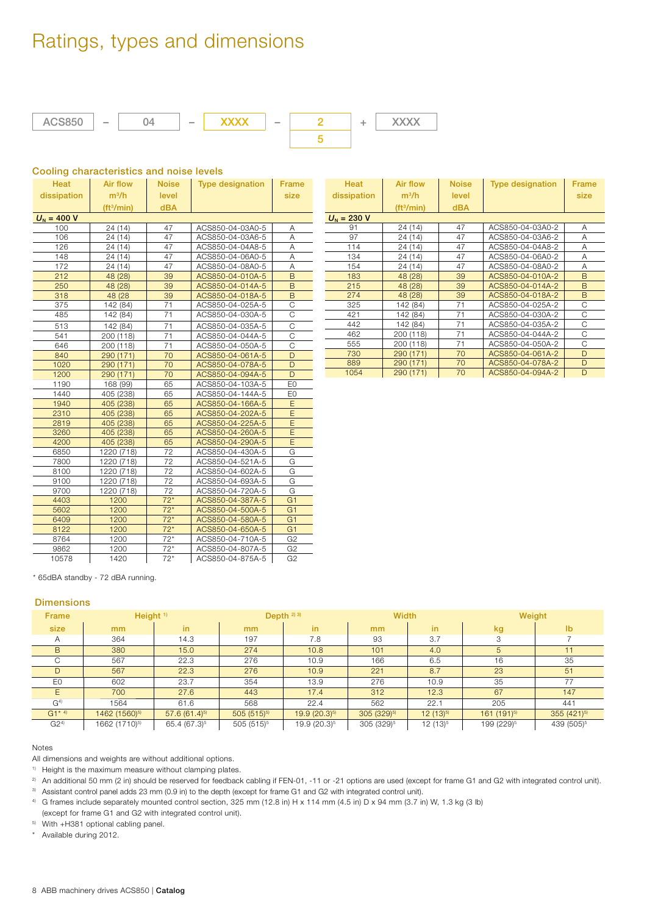# Ratings, types and dimensions

ACS850 – 04 – XXXX – 2 / 5 + XXXX

### Cooling characteristics and noise levels

| Heat dissipation | Air flow m³/h (ft³/min) | Noise level dBA | Type designation | Frame size |
|---|---|---|---|---|
| $U_N$ = 400 V | | | | |
| 100 | 24 (14) | 47 | ACS850-04-03A0-5 | A |
| 106 | 24 (14) | 47 | ACS850-04-03A6-5 | A |
| 126 | 24 (14) | 47 | ACS850-04-04A8-5 | A |
| 148 | 24 (14) | 47 | ACS850-04-06A0-5 | A |
| 172 | 24 (14) | 47 | ACS850-04-08A0-5 | A |
| 212 | 48 (28) | 39 | ACS850-04-010A-5 | B |
| 250 | 48 (28) | 39 | ACS850-04-014A-5 | B |
| 318 | 48 (28 | 39 | ACS850-04-018A-5 | B |
| 375 | 142 (84) | 71 | ACS850-04-025A-5 | C |
| 485 | 142 (84) | 71 | ACS850-04-030A-5 | C |
| 513 | 142 (84) | 71 | ACS850-04-035A-5 | C |
| 541 | 200 (118) | 71 | ACS850-04-044A-5 | C |
| 646 | 200 (118) | 71 | ACS850-04-050A-5 | C |
| 840 | 290 (171) | 70 | ACS850-04-061A-5 | D |
| 1020 | 290 (171) | 70 | ACS850-04-078A-5 | D |
| 1200 | 290 (171) | 70 | ACS850-04-094A-5 | D |
| 1190 | 168 (99) | 65 | ACS850-04-103A-5 | E0 |
| 1440 | 405 (238) | 65 | ACS850-04-144A-5 | E0 |
| 1940 | 405 (238) | 65 | ACS850-04-166A-5 | E |
| 2310 | 405 (238) | 65 | ACS850-04-202A-5 | E |
| 2819 | 405 (238) | 65 | ACS850-04-225A-5 | E |
| 3260 | 405 (238) | 65 | ACS850-04-260A-5 | E |
| 4200 | 405 (238) | 65 | ACS850-04-290A-5 | E |
| 6850 | 1220 (718) | 72 | ACS850-04-430A-5 | G |
| 7800 | 1220 (718) | 72 | ACS850-04-521A-5 | G |
| 8100 | 1220 (718) | 72 | ACS850-04-602A-5 | G |
| 9100 | 1220 (718) | 72 | ACS850-04-693A-5 | G |
| 9700 | 1220 (718) | 72 | ACS850-04-720A-5 | G |
| 4403 | 1200 | 72* | ACS850-04-387A-5 | G1 |
| 5602 | 1200 | 72* | ACS850-04-500A-5 | G1 |
| 6409 | 1200 | 72* | ACS850-04-580A-5 | G1 |
| 8122 | 1200 | 72* | ACS850-04-650A-5 | G1 |
| 8764 | 1200 | 72* | ACS850-04-710A-5 | G2 |
| 9862 | 1200 | 72* | ACS850-04-807A-5 | G2 |
| 10578 | 1420 | 72* | ACS850-04-875A-5 | G2 |

| Heat dissipation | Air flow m³/h (ft³/min) | Noise level dBA | Type designation | Frame size |
|---|---|---|---|---|
| $U_N$ = 230 V | | | | |
| 91 | 24 (14) | 47 | ACS850-04-03A0-2 | A |
| 97 | 24 (14) | 47 | ACS850-04-03A6-2 | A |
| 114 | 24 (14) | 47 | ACS850-04-04A8-2 | A |
| 134 | 24 (14) | 47 | ACS850-04-06A0-2 | A |
| 154 | 24 (14) | 47 | ACS850-04-08A0-2 | A |
| 183 | 48 (28) | 39 | ACS850-04-010A-2 | B |
| 215 | 48 (28) | 39 | ACS850-04-014A-2 | B |
| 274 | 48 (28) | 39 | ACS850-04-018A-2 | B |
| 325 | 142 (84) | 71 | ACS850-04-025A-2 | C |
| 421 | 142 (84) | 71 | ACS850-04-030A-2 | C |
| 442 | 142 (84) | 71 | ACS850-04-035A-2 | C |
| 462 | 200 (118) | 71 | ACS850-04-044A-2 | C |
| 555 | 200 (118) | 71 | ACS850-04-050A-2 | C |
| 730 | 290 (171) | 70 | ACS850-04-061A-2 | D |
| 889 | 290 (171) | 70 | ACS850-04-078A-2 | D |
| 1054 | 290 (171) | 70 | ACS850-04-094A-2 | D |

\* 65dBA standby - 72 dBA running.

### Dimensions

| Frame | Height [1] | | Depth [2] [3] | | Width | | Weight | |
|---|---|---|---|---|---|---|---|---|
| size | mm | in | mm | in | mm | in | kg | lb |
| A | 364 | 14.3 | 197 | 7.8 | 93 | 3.7 | 3 | 7 |
| B | 380 | 15.0 | 274 | 10.8 | 101 | 4.0 | 5 | 11 |
| C | 567 | 22.3 | 276 | 10.9 | 166 | 6.5 | 16 | 35 |
| D | 567 | 22.3 | 276 | 10.9 | 221 | 8.7 | 23 | 51 |
| E0 | 602 | 23.7 | 354 | 13.9 | 276 | 10.9 | 35 | 77 |
| E | 700 | 27.6 | 443 | 17.4 | 312 | 12.3 | 67 | 147 |
| G [4] | 1564 | 61.6 | 568 | 22.4 | 562 | 22.1 | 205 | 441 |
| G1* [4] | 1462 (1560)[5] | 57.6 (61.4)[5] | 505 (515)[5] | 19.9 (20.3)[5] | 305 (329)[5] | 12 (13)[5] | 161 (191)[5] | 355 (421)[5] |
| G2 [4] | 1662 (1710)[5] | 65.4 (67.3)[5] | 505 (515)[5] | 19.9 (20.3)[5] | 305 (329)[5] | 12 (13)[5] | 199 (229)[5] | 439 (505)[5] |

Notes

All dimensions and weights are without additional options.

[1] Height is the maximum measure without clamping plates.

[2] An additional 50 mm (2 in) should be reserved for feedback cabling if FEN-01, -11 or -21 options are used (except for frame G1 and G2 with integrated control unit).

[3] Assistant control panel adds 23 mm (0.9 in) to the depth (except for frame G1 and G2 with integrated control unit).

[4] G frames include separately mounted control section, 325 mm (12.8 in) H x 114 mm (4.5 in) D x 94 mm (3.7 in) W, 1.3 kg (3 lb) (except for frame G1 and G2 with integrated control unit).

[5] With +H381 optional cabling panel.

\* Available during 2012.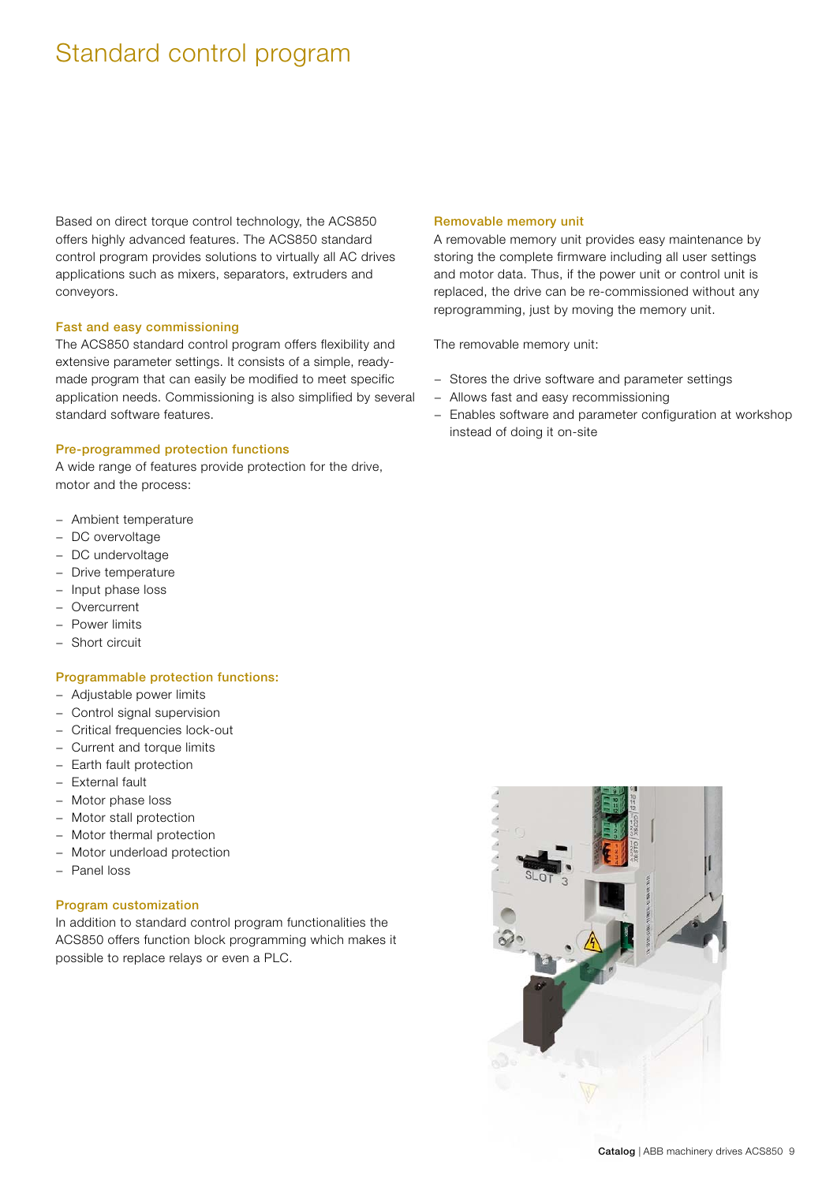# Standard control program

Based on direct torque control technology, the ACS850 offers highly advanced features. The ACS850 standard control program provides solutions to virtually all AC drives applications such as mixers, separators, extruders and conveyors.

### Fast and easy commissioning

The ACS850 standard control program offers flexibility and extensive parameter settings. It consists of a simple, ready-made program that can easily be modified to meet specific application needs. Commissioning is also simplified by several standard software features.

### Pre-programmed protection functions

A wide range of features provide protection for the drive, motor and the process:

- Ambient temperature
- DC overvoltage
- DC undervoltage
- Drive temperature
- Input phase loss
- Overcurrent
- Power limits
- Short circuit

### Programmable protection functions:

- Adjustable power limits
- Control signal supervision
- Critical frequencies lock-out
- Current and torque limits
- Earth fault protection
- External fault
- Motor phase loss
- Motor stall protection
- Motor thermal protection
- Motor underload protection
- Panel loss

### Program customization

In addition to standard control program functionalities the ACS850 offers function block programming which makes it possible to replace relays or even a PLC.

### Removable memory unit

A removable memory unit provides easy maintenance by storing the complete firmware including all user settings and motor data. Thus, if the power unit or control unit is replaced, the drive can be re-commissioned without any reprogramming, just by moving the memory unit.

The removable memory unit:

- Stores the drive software and parameter settings
- Allows fast and easy recommissioning
- Enables software and parameter configuration at workshop instead of doing it on-site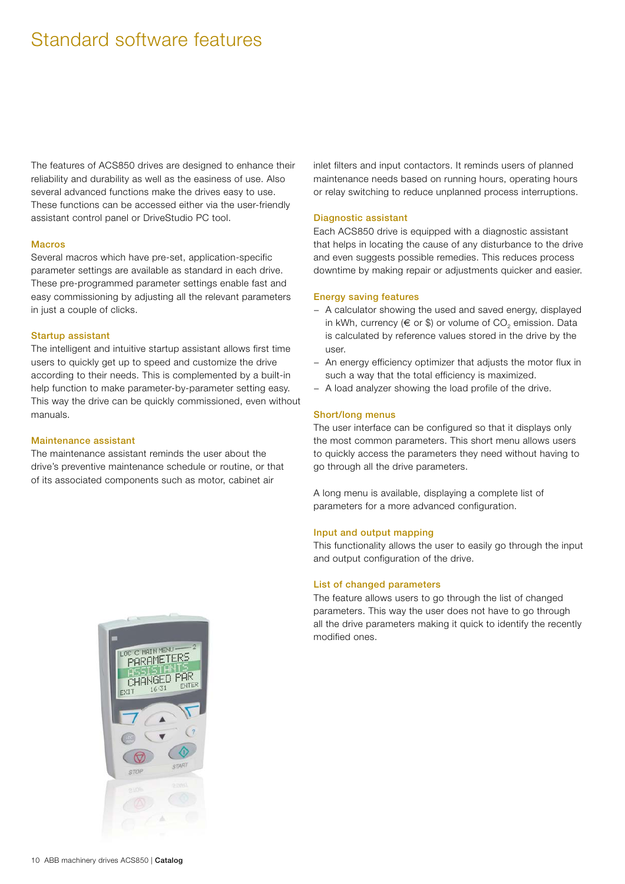# Standard software features

The features of ACS850 drives are designed to enhance their reliability and durability as well as the easiness of use. Also several advanced functions make the drives easy to use. These functions can be accessed either via the user-friendly assistant control panel or DriveStudio PC tool.

### Macros

Several macros which have pre-set, application-specific parameter settings are available as standard in each drive. These pre-programmed parameter settings enable fast and easy commissioning by adjusting all the relevant parameters in just a couple of clicks.

### Startup assistant

The intelligent and intuitive startup assistant allows first time users to quickly get up to speed and customize the drive according to their needs. This is complemented by a built-in help function to make parameter-by-parameter setting easy. This way the drive can be quickly commissioned, even without manuals.

### Maintenance assistant

The maintenance assistant reminds the user about the drive's preventive maintenance schedule or routine, or that of its associated components such as motor, cabinet air inlet filters and input contactors. It reminds users of planned maintenance needs based on running hours, operating hours or relay switching to reduce unplanned process interruptions.

### Diagnostic assistant

Each ACS850 drive is equipped with a diagnostic assistant that helps in locating the cause of any disturbance to the drive and even suggests possible remedies. This reduces process downtime by making repair or adjustments quicker and easier.

### Energy saving features

- A calculator showing the used and saved energy, displayed in kWh, currency (€ or $) or volume of $CO_2$ emission. Data is calculated by reference values stored in the drive by the user.
- An energy efficiency optimizer that adjusts the motor flux in such a way that the total efficiency is maximized.
- A load analyzer showing the load profile of the drive.

### Short/long menus

The user interface can be configured so that it displays only the most common parameters. This short menu allows users to quickly access the parameters they need without having to go through all the drive parameters.

A long menu is available, displaying a complete list of parameters for a more advanced configuration.

### Input and output mapping

This functionality allows the user to easily go through the input and output configuration of the drive.

### List of changed parameters

The feature allows users to go through the list of changed parameters. This way the user does not have to go through all the drive parameters making it quick to identify the recently modified ones.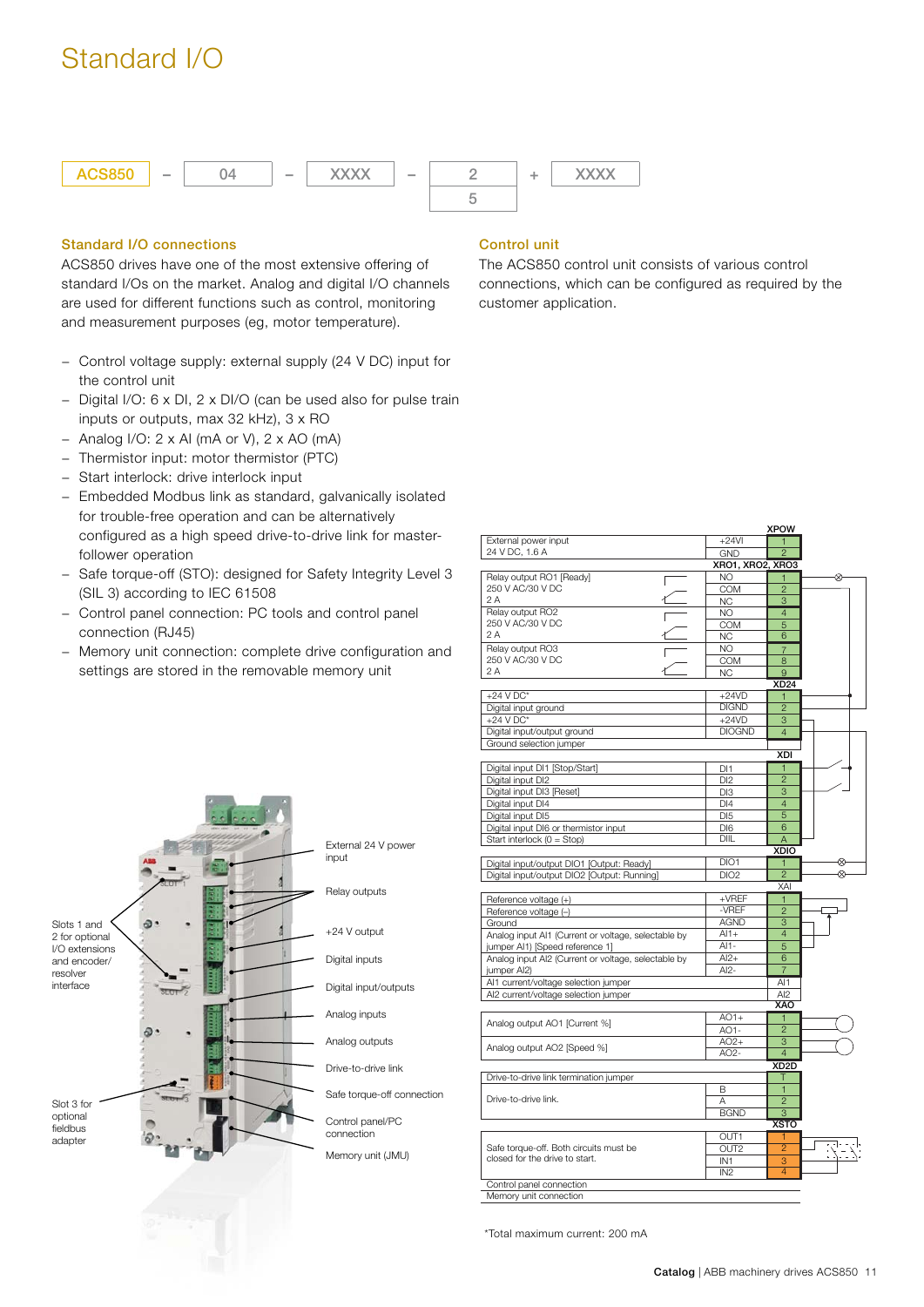# Standard I/O

| ACS850 | – | 04 | – | XXXX | – | 2 | + | XXXX |
|---|---|---|---|---|---|---|---|---|
| | | | | | | 5 | | |

## Standard I/O connections

ACS850 drives have one of the most extensive offering of standard I/Os on the market. Analog and digital I/O channels are used for different functions such as control, monitoring and measurement purposes (eg, motor temperature).

- Control voltage supply: external supply (24 V DC) input for the control unit
- Digital I/O: 6 x DI, 2 x DI/O (can be used also for pulse train inputs or outputs, max 32 kHz), 3 x RO
- Analog I/O: 2 x AI (mA or V), 2 x AO (mA)
- Thermistor input: motor thermistor (PTC)
- Start interlock: drive interlock input
- Embedded Modbus link as standard, galvanically isolated for trouble-free operation and can be alternatively configured as a high speed drive-to-drive link for master-follower operation
- Safe torque-off (STO): designed for Safety Integrity Level 3 (SIL 3) according to IEC 61508
- Control panel connection: PC tools and control panel connection (RJ45)
- Memory unit connection: complete drive configuration and settings are stored in the removable memory unit

## Control unit

The ACS850 control unit consists of various control connections, which can be configured as required by the customer application.

Slots 1 and 2 for optional I/O extensions and encoder/resolver interface

Slot 3 for optional fieldbus adapter

External 24 V power input

Relay outputs

+24 V output

Digital inputs

Digital input/outputs

Analog inputs

Analog outputs

Drive-to-drive link

Safe torque-off connection

Control panel/PC connection

Memory unit (JMU)

| Description | Signal | Terminal |
|---|---|---|
| **XPOW** | | |
| External power input 24 V DC, 1.6 A | +24VI | 1 |
| | GND | 2 |
| **XRO1, XRO2, XRO3** | | |
| Relay output RO1 [Ready] 250 V AC/30 V DC 2 A | NO | 1 |
| | COM | 2 |
| | NC | 3 |
| Relay output RO2 250 V AC/30 V DC 2 A | NO | 4 |
| | COM | 5 |
| | NC | 6 |
| Relay output RO3 250 V AC/30 V DC 2 A | NO | 7 |
| | COM | 8 |
| | NC | 9 |
| **XD24** | | |
| +24 V DC* | +24VD | 1 |
| Digital input ground | DIGND | 2 |
| +24 V DC* | +24VD | 3 |
| Digital input/output ground | DIOGND | 4 |
| Ground selection jumper | | |
| **XDI** | | |
| Digital input DI1 [Stop/Start] | DI1 | 1 |
| Digital input DI2 | DI2 | 2 |
| Digital input DI3 [Reset] | DI3 | 3 |
| Digital input DI4 | DI4 | 4 |
| Digital input DI5 | DI5 | 5 |
| Digital input DI6 or thermistor input | DI6 | 6 |
| Start interlock (0 = Stop) | DIIL | A |
| **XDIO** | | |
| Digital input/output DIO1 [Output: Ready] | DIO1 | 1 |
| Digital input/output DIO2 [Output: Running] | DIO2 | 2 |
| **XAI** | | |
| Reference voltage (+) | +VREF | 1 |
| Reference voltage (–) | -VREF | 2 |
| Ground | AGND | 3 |
| Analog input AI1 (Current or voltage, selectable by jumper AI1) [Speed reference 1] | AI1+ | 4 |
| | AI1- | 5 |
| Analog input AI2 (Current or voltage, selectable by jumper AI2) | AI2+ | 6 |
| | AI2- | 7 |
| AI1 current/voltage selection jumper | | AI1 |
| AI2 current/voltage selection jumper | | AI2 |
| **XAO** | | |
| Analog output AO1 [Current %] | AO1+ | 1 |
| | AO1- | 2 |
| Analog output AO2 [Speed %] | AO2+ | 3 |
| | AO2- | 4 |
| **XD2D** | | |
| Drive-to-drive link termination jumper | | T |
| Drive-to-drive link. | B | 1 |
| | A | 2 |
| | BGND | 3 |
| **XSTO** | | |
| Safe torque-off. Both circuits must be closed for the drive to start. | OUT1 | 1 |
| | OUT2 | 2 |
| | IN1 | 3 |
| | IN2 | 4 |
| Control panel connection | | |
| Memory unit connection | | |

*Total maximum current: 200 mA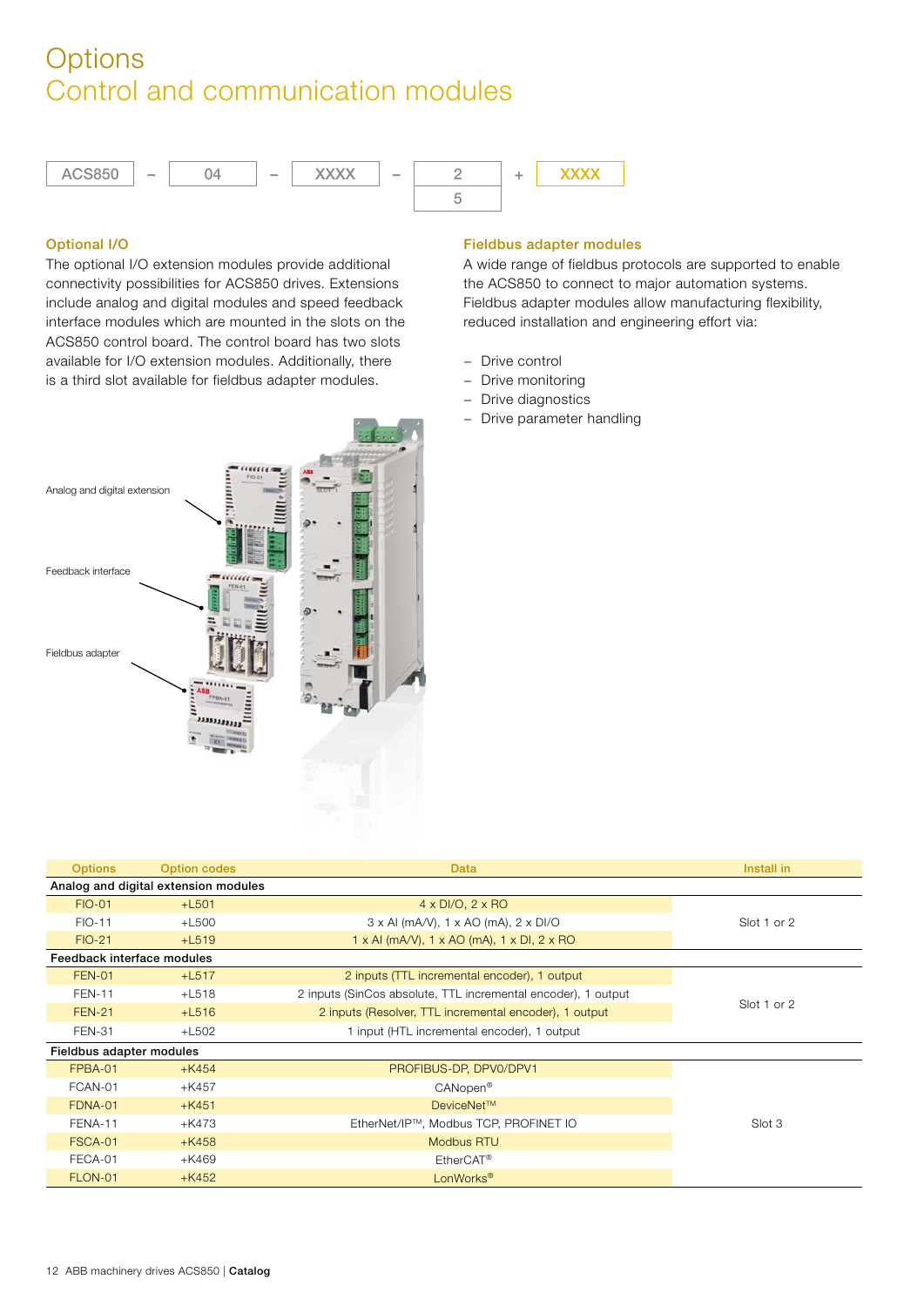# Options
## Control and communication modules

ACS850 – 04 – XXXX – 2 / 5 + XXXX

### Optional I/O

The optional I/O extension modules provide additional connectivity possibilities for ACS850 drives. Extensions include analog and digital modules and speed feedback interface modules which are mounted in the slots on the ACS850 control board. The control board has two slots available for I/O extension modules. Additionally, there is a third slot available for fieldbus adapter modules.

Analog and digital extension

Feedback interface

Fieldbus adapter

### Fieldbus adapter modules

A wide range of fieldbus protocols are supported to enable the ACS850 to connect to major automation systems. Fieldbus adapter modules allow manufacturing flexibility, reduced installation and engineering effort via:

- Drive control
- Drive monitoring
- Drive diagnostics
- Drive parameter handling

| Options | Option codes | Data | Install in |
|---|---|---|---|
| **Analog and digital extension modules** | | | |
| FIO-01 | +L501 | 4 x DI/O, 2 x RO | Slot 1 or 2 |
| FIO-11 | +L500 | 3 x AI (mA/V), 1 x AO (mA), 2 x DI/O | Slot 1 or 2 |
| FIO-21 | +L519 | 1 x AI (mA/V), 1 x AO (mA), 1 x DI, 2 x RO | Slot 1 or 2 |
| **Feedback interface modules** | | | |
| FEN-01 | +L517 | 2 inputs (TTL incremental encoder), 1 output | Slot 1 or 2 |
| FEN-11 | +L518 | 2 inputs (SinCos absolute, TTL incremental encoder), 1 output | Slot 1 or 2 |
| FEN-21 | +L516 | 2 inputs (Resolver, TTL incremental encoder), 1 output | Slot 1 or 2 |
| FEN-31 | +L502 | 1 input (HTL incremental encoder), 1 output | Slot 1 or 2 |
| **Fieldbus adapter modules** | | | |
| FPBA-01 | +K454 | PROFIBUS-DP, DPV0/DPV1 | Slot 3 |
| FCAN-01 | +K457 | CANopen® | Slot 3 |
| FDNA-01 | +K451 | DeviceNet™ | Slot 3 |
| FENA-11 | +K473 | EtherNet/IP™, Modbus TCP, PROFINET IO | Slot 3 |
| FSCA-01 | +K458 | Modbus RTU | Slot 3 |
| FECA-01 | +K469 | EtherCAT® | Slot 3 |
| FLON-01 | +K452 | LonWorks® | Slot 3 |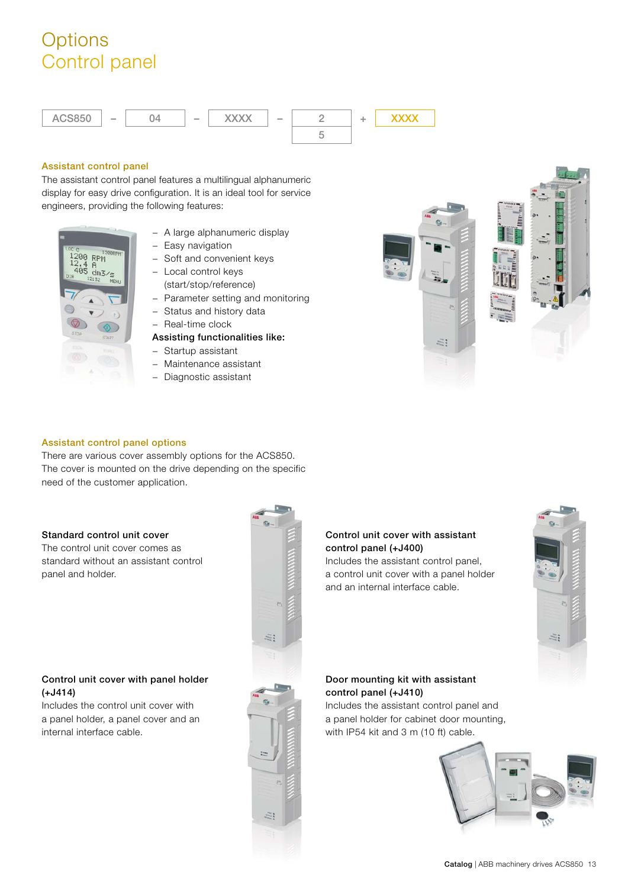# Options
## Control panel

| ACS850 | – | 04 | – | XXXX | – | 2 | + | XXXX |
|---|---|---|---|---|---|---|---|---|
| | | | | | | 5 | | |

### Assistant control panel

The assistant control panel features a multilingual alphanumeric display for easy drive configuration. It is an ideal tool for service engineers, providing the following features:

- A large alphanumeric display
- Easy navigation
- Soft and convenient keys
- Local control keys (start/stop/reference)
- Parameter setting and monitoring
- Status and history data
- Real-time clock

**Assisting functionalities like:**

- Startup assistant
- Maintenance assistant
- Diagnostic assistant

### Assistant control panel options

There are various cover assembly options for the ACS850. The cover is mounted on the drive depending on the specific need of the customer application.

**Standard control unit cover**

The control unit cover comes as standard without an assistant control panel and holder.

**Control unit cover with assistant control panel (+J400)**

Includes the assistant control panel, a control unit cover with a panel holder and an internal interface cable.

**Control unit cover with panel holder (+J414)**

Includes the control unit cover with a panel holder, a panel cover and an internal interface cable.

**Door mounting kit with assistant control panel (+J410)**

Includes the assistant control panel and a panel holder for cabinet door mounting, with IP54 kit and 3 m (10 ft) cable.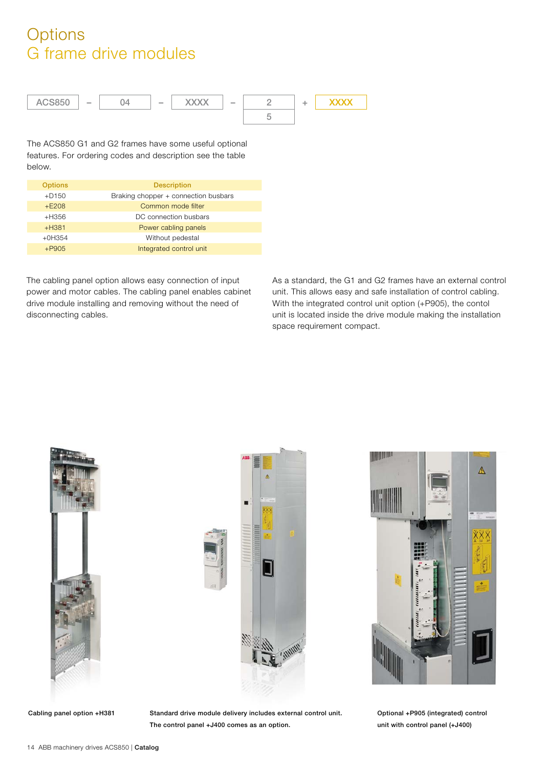# Options
## G frame drive modules

ACS850 – 04 – XXXX – 2 / 5 + XXXX

The ACS850 G1 and G2 frames have some useful optional features. For ordering codes and description see the table below.

| Options | Description |
|---|---|
| +D150 | Braking chopper + connection busbars |
| +E208 | Common mode filter |
| +H356 | DC connection busbars |
| +H381 | Power cabling panels |
| +0H354 | Without pedestal |
| +P905 | Integrated control unit |

The cabling panel option allows easy connection of input power and motor cables. The cabling panel enables cabinet drive module installing and removing without the need of disconnecting cables.

As a standard, the G1 and G2 frames have an external control unit. This allows easy and safe installation of control cabling. With the integrated control unit option (+P905), the contol unit is located inside the drive module making the installation space requirement compact.

**Cabling panel option +H381**

**Standard drive module delivery includes external control unit. The control panel +J400 comes as an option.**

**Optional +P905 (integrated) control unit with control panel (+J400)**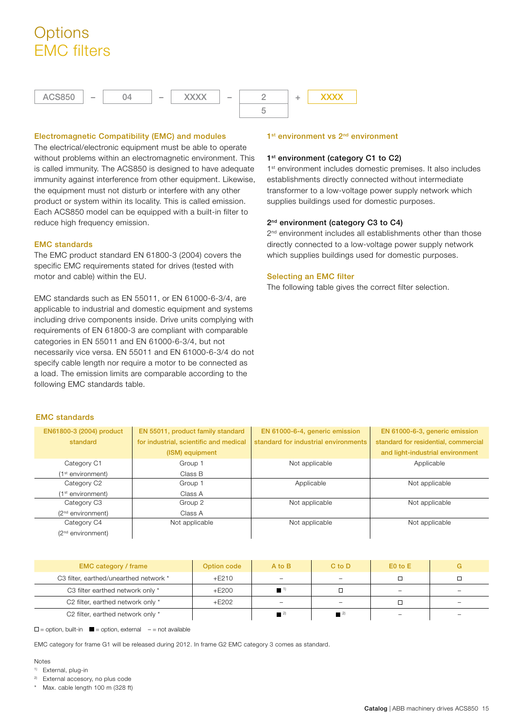# Options
# EMC filters

| ACS850 | – | 04 | – | XXXX | – | 2 | + | XXXX |
|---|---|---|---|---|---|---|---|---|
| | | | | | | 5 | | |

### Electromagnetic Compatibility (EMC) and modules

The electrical/electronic equipment must be able to operate without problems within an electromagnetic environment. This is called immunity. The ACS850 is designed to have adequate immunity against interference from other equipment. Likewise, the equipment must not disturb or interfere with any other product or system within its locality. This is called emission. Each ACS850 model can be equipped with a built-in filter to reduce high frequency emission.

### EMC standards

The EMC product standard EN 61800-3 (2004) covers the specific EMC requirements stated for drives (tested with motor and cable) within the EU.

EMC standards such as EN 55011, or EN 61000-6-3/4, are applicable to industrial and domestic equipment and systems including drive components inside. Drive units complying with requirements of EN 61800-3 are compliant with comparable categories in EN 55011 and EN 61000-6-3/4, but not necessarily vice versa. EN 55011 and EN 61000-6-3/4 do not specify cable length nor require a motor to be connected as a load. The emission limits are comparable according to the following EMC standards table.

### 1st environment vs 2nd environment

**1st environment (category C1 to C2)**
1st environment includes domestic premises. It also includes establishments directly connected without intermediate transformer to a low-voltage power supply network which supplies buildings used for domestic purposes.

**2nd environment (category C3 to C4)**
2nd environment includes all establishments other than those directly connected to a low-voltage power supply network which supplies buildings used for domestic purposes.

### Selecting an EMC filter

The following table gives the correct filter selection.

### EMC standards

| EN61800-3 (2004) product standard | EN 55011, product family standard for industrial, scientific and medical (ISM) equipment | EN 61000-6-4, generic emission standard for industrial environments | EN 61000-6-3, generic emission standard for residential, commercial and light-industrial environment |
|---|---|---|---|
| Category C1 (1st environment) | Group 1 Class B | Not applicable | Applicable |
| Category C2 (1st environment) | Group 1 Class A | Applicable | Not applicable |
| Category C3 (2nd environment) | Group 2 Class A | Not applicable | Not applicable |
| Category C4 (2nd environment) | Not applicable | Not applicable | Not applicable |

| EMC category / frame | Option code | A to B | C to D | E0 to E | G |
|---|---|---|---|---|---|
| C3 filter, earthed/unearthed network * | +E210 | – | – | □ | □ |
| C3 filter earthed network only * | +E200 | ■ 1) | □ | – | – |
| C2 filter, earthed network only * | +E202 | – | – | □ | – |
| C2 filter, earthed network only * | | ■ 2) | ■ 2) | – | – |

□ = option, built-in ■ = option, external – = not available

EMC category for frame G1 will be released during 2012. In frame G2 EMC category 3 comes as standard.

Notes
1) External, plug-in
2) External accesory, no plus code
\* Max. cable length 100 m (328 ft)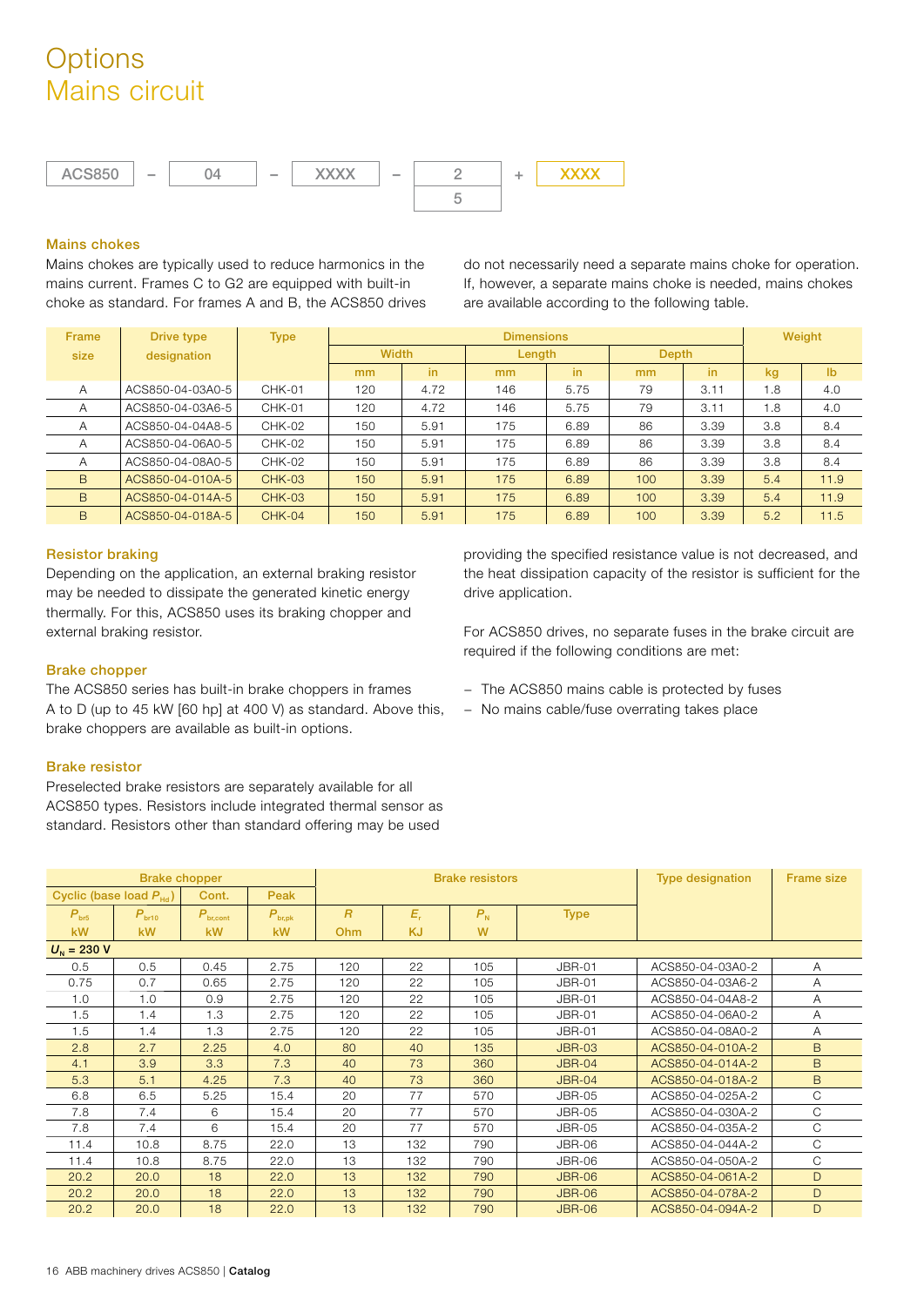# Options
## Mains circuit

| ACS850 | – | 04 | – | XXXX | – | 2 | + | XXXX |
|---|---|---|---|---|---|---|---|---|
| | | | | | | 5 | | |

### Mains chokes

Mains chokes are typically used to reduce harmonics in the mains current. Frames C to G2 are equipped with built-in choke as standard. For frames A and B, the ACS850 drives do not necessarily need a separate mains choke for operation. If, however, a separate mains choke is needed, mains chokes are available according to the following table.

| Frame size | Drive type designation | Type | Dimensions | | | | | | Weight | |
|---|---|---|---|---|---|---|---|---|---|---|
| | | | Width | | Length | | Depth | | | |
| | | | mm | in | mm | in | mm | in | kg | lb |
| A | ACS850-04-03A0-5 | CHK-01 | 120 | 4.72 | 146 | 5.75 | 79 | 3.11 | 1.8 | 4.0 |
| A | ACS850-04-03A6-5 | CHK-01 | 120 | 4.72 | 146 | 5.75 | 79 | 3.11 | 1.8 | 4.0 |
| A | ACS850-04-04A8-5 | CHK-02 | 150 | 5.91 | 175 | 6.89 | 86 | 3.39 | 3.8 | 8.4 |
| A | ACS850-04-06A0-5 | CHK-02 | 150 | 5.91 | 175 | 6.89 | 86 | 3.39 | 3.8 | 8.4 |
| A | ACS850-04-08A0-5 | CHK-02 | 150 | 5.91 | 175 | 6.89 | 86 | 3.39 | 3.8 | 8.4 |
| B | ACS850-04-010A-5 | CHK-03 | 150 | 5.91 | 175 | 6.89 | 100 | 3.39 | 5.4 | 11.9 |
| B | ACS850-04-014A-5 | CHK-03 | 150 | 5.91 | 175 | 6.89 | 100 | 3.39 | 5.4 | 11.9 |
| B | ACS850-04-018A-5 | CHK-04 | 150 | 5.91 | 175 | 6.89 | 100 | 3.39 | 5.2 | 11.5 |

### Resistor braking

Depending on the application, an external braking resistor may be needed to dissipate the generated kinetic energy thermally. For this, ACS850 uses its braking chopper and external braking resistor.

### Brake chopper

The ACS850 series has built-in brake choppers in frames A to D (up to 45 kW [60 hp] at 400 V) as standard. Above this, brake choppers are available as built-in options.

### Brake resistor

Preselected brake resistors are separately available for all ACS850 types. Resistors include integrated thermal sensor as standard. Resistors other than standard offering may be used providing the specified resistance value is not decreased, and the heat dissipation capacity of the resistor is sufficient for the drive application.

For ACS850 drives, no separate fuses in the brake circuit are required if the following conditions are met:

- The ACS850 mains cable is protected by fuses
- No mains cable/fuse overrating takes place

| Brake chopper | | | | Brake resistors | | | | Type designation | Frame size |
|---|---|---|---|---|---|---|---|---|---|
| Cyclic (base load $P_{Hd}$) | | Cont. | Peak | | | | | | |
| $P_{br5}$ | $P_{br10}$ | $P_{br,cont}$ | $P_{br,pk}$ | $R$ | $E_r$ | $P_N$ | Type | | |
| kW | kW | kW | kW | Ohm | KJ | W | | | |
| $U_N$ = 230 V | | | | | | | | | |
| 0.5 | 0.5 | 0.45 | 2.75 | 120 | 22 | 105 | JBR-01 | ACS850-04-03A0-2 | A |
| 0.75 | 0.7 | 0.65 | 2.75 | 120 | 22 | 105 | JBR-01 | ACS850-04-03A6-2 | A |
| 1.0 | 1.0 | 0.9 | 2.75 | 120 | 22 | 105 | JBR-01 | ACS850-04-04A8-2 | A |
| 1.5 | 1.4 | 1.3 | 2.75 | 120 | 22 | 105 | JBR-01 | ACS850-04-06A0-2 | A |
| 1.5 | 1.4 | 1.3 | 2.75 | 120 | 22 | 105 | JBR-01 | ACS850-04-08A0-2 | A |
| 2.8 | 2.7 | 2.25 | 4.0 | 80 | 40 | 135 | JBR-03 | ACS850-04-010A-2 | B |
| 4.1 | 3.9 | 3.3 | 7.3 | 40 | 73 | 360 | JBR-04 | ACS850-04-014A-2 | B |
| 5.3 | 5.1 | 4.25 | 7.3 | 40 | 73 | 360 | JBR-04 | ACS850-04-018A-2 | B |
| 6.8 | 6.5 | 5.25 | 15.4 | 20 | 77 | 570 | JBR-05 | ACS850-04-025A-2 | C |
| 7.8 | 7.4 | 6 | 15.4 | 20 | 77 | 570 | JBR-05 | ACS850-04-030A-2 | C |
| 7.8 | 7.4 | 6 | 15.4 | 20 | 77 | 570 | JBR-05 | ACS850-04-035A-2 | C |
| 11.4 | 10.8 | 8.75 | 22.0 | 13 | 132 | 790 | JBR-06 | ACS850-04-044A-2 | C |
| 11.4 | 10.8 | 8.75 | 22.0 | 13 | 132 | 790 | JBR-06 | ACS850-04-050A-2 | C |
| 20.2 | 20.0 | 18 | 22.0 | 13 | 132 | 790 | JBR-06 | ACS850-04-061A-2 | D |
| 20.2 | 20.0 | 18 | 22.0 | 13 | 132 | 790 | JBR-06 | ACS850-04-078A-2 | D |
| 20.2 | 20.0 | 18 | 22.0 | 13 | 132 | 790 | JBR-06 | ACS850-04-094A-2 | D |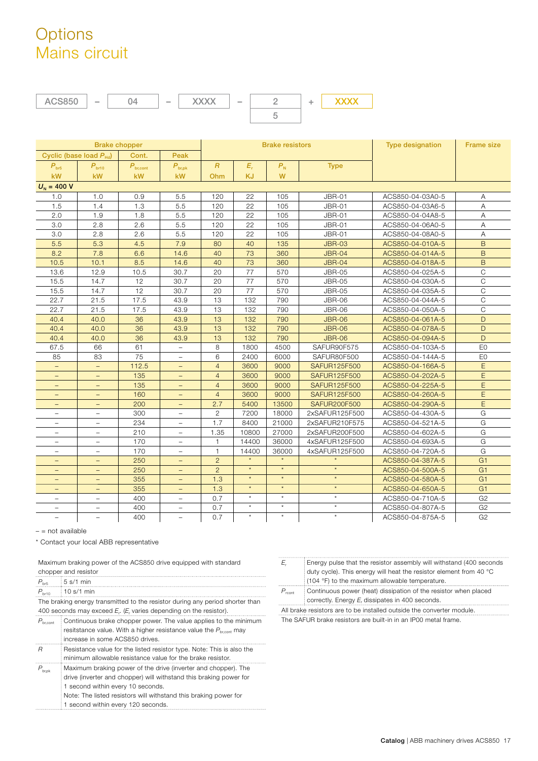# Options
## Mains circuit

| ACS850 | – | 04 | – | XXXX | – | 2 / 5 | + | XXXX |
|---|---|---|---|---|---|---|---|---|

| Brake chopper | | | | Brake resistors | | | | Type designation | Frame size |
|---|---|---|---|---|---|---|---|---|---|
| Cyclic (base load $P_{Hd}$) | | Cont. | Peak | | | | | | |
| $P_{br5}$ | $P_{br10}$ | $P_{br,cont}$ | $P_{br,pk}$ | $R$ | $E_r$ | $P_N$ | Type | | |
| kW | kW | kW | kW | Ohm | KJ | W | | | |
| **$U_N$ = 400 V** | | | | | | | | | |
| 1.0 | 1.0 | 0.9 | 5.5 | 120 | 22 | 105 | JBR-01 | ACS850-04-03A0-5 | A |
| 1.5 | 1.4 | 1.3 | 5.5 | 120 | 22 | 105 | JBR-01 | ACS850-04-03A6-5 | A |
| 2.0 | 1.9 | 1.8 | 5.5 | 120 | 22 | 105 | JBR-01 | ACS850-04-04A8-5 | A |
| 3.0 | 2.8 | 2.6 | 5.5 | 120 | 22 | 105 | JBR-01 | ACS850-04-06A0-5 | A |
| 3.0 | 2.8 | 2.6 | 5.5 | 120 | 22 | 105 | JBR-01 | ACS850-04-08A0-5 | A |
| 5.5 | 5.3 | 4.5 | 7.9 | 80 | 40 | 135 | JBR-03 | ACS850-04-010A-5 | B |
| 8.2 | 7.8 | 6.6 | 14.6 | 40 | 73 | 360 | JBR-04 | ACS850-04-014A-5 | B |
| 10.5 | 10.1 | 8.5 | 14.6 | 40 | 73 | 360 | JBR-04 | ACS850-04-018A-5 | B |
| 13.6 | 12.9 | 10.5 | 30.7 | 20 | 77 | 570 | JBR-05 | ACS850-04-025A-5 | C |
| 15.5 | 14.7 | 12 | 30.7 | 20 | 77 | 570 | JBR-05 | ACS850-04-030A-5 | C |
| 15.5 | 14.7 | 12 | 30.7 | 20 | 77 | 570 | JBR-05 | ACS850-04-035A-5 | C |
| 22.7 | 21.5 | 17.5 | 43.9 | 13 | 132 | 790 | JBR-06 | ACS850-04-044A-5 | C |
| 22.7 | 21.5 | 17.5 | 43.9 | 13 | 132 | 790 | JBR-06 | ACS850-04-050A-5 | C |
| 40.4 | 40.0 | 36 | 43.9 | 13 | 132 | 790 | JBR-06 | ACS850-04-061A-5 | D |
| 40.4 | 40.0 | 36 | 43.9 | 13 | 132 | 790 | JBR-06 | ACS850-04-078A-5 | D |
| 40.4 | 40.0 | 36 | 43.9 | 13 | 132 | 790 | JBR-06 | ACS850-04-094A-5 | D |
| 67.5 | 66 | 61 | – | 8 | 1800 | 4500 | SAFUR90F575 | ACS850-04-103A-5 | E0 |
| 85 | 83 | 75 | – | 6 | 2400 | 6000 | SAFUR80F500 | ACS850-04-144A-5 | E0 |
| – | – | 112.5 | – | 4 | 3600 | 9000 | SAFUR125F500 | ACS850-04-166A-5 | E |
| – | – | 135 | – | 4 | 3600 | 9000 | SAFUR125F500 | ACS850-04-202A-5 | E |
| – | – | 135 | – | 4 | 3600 | 9000 | SAFUR125F500 | ACS850-04-225A-5 | E |
| – | – | 160 | – | 4 | 3600 | 9000 | SAFUR125F500 | ACS850-04-260A-5 | E |
| – | – | 200 | – | 2.7 | 5400 | 13500 | SAFUR200F500 | ACS850-04-290A-5 | E |
| – | – | 300 | – | 2 | 7200 | 18000 | 2xSAFUR125F500 | ACS850-04-430A-5 | G |
| – | – | 234 | – | 1.7 | 8400 | 21000 | 2xSAFUR210F575 | ACS850-04-521A-5 | G |
| – | – | 210 | – | 1.35 | 10800 | 27000 | 2xSAFUR200F500 | ACS850-04-602A-5 | G |
| – | – | 170 | – | 1 | 14400 | 36000 | 4xSAFUR125F500 | ACS850-04-693A-5 | G |
| – | – | 170 | – | 1 | 14400 | 36000 | 4xSAFUR125F500 | ACS850-04-720A-5 | G |
| – | – | 250 | – | 2 | * | * | * | ACS850-04-387A-5 | G1 |
| – | – | 250 | – | 2 | * | * | * | ACS850-04-500A-5 | G1 |
| – | – | 355 | – | 1.3 | * | * | * | ACS850-04-580A-5 | G1 |
| – | – | 355 | – | 1.3 | * | * | * | ACS850-04-650A-5 | G1 |
| – | – | 400 | – | 0.7 | * | * | * | ACS850-04-710A-5 | G2 |
| – | – | 400 | – | 0.7 | * | * | * | ACS850-04-807A-5 | G2 |
| – | – | 400 | – | 0.7 | * | * | * | ACS850-04-875A-5 | G2 |

– = not available

* Contact your local ABB representative

Maximum braking power of the ACS850 drive equipped with standard chopper and resistor

| | |
|---|---|
| $P_{br5}$ | 5 s/1 min |
| $P_{br10}$ | 10 s/1 min |

The braking energy transmitted to the resistor during any period shorter than 400 seconds may exceed $E_r$. ($E_r$ varies depending on the resistor).

| | |
|---|---|
| $P_{br,cont}$ | Continuous brake chopper power. The value applies to the minimum resitstance value. With a higher resistance value the $P_{br,cont}$ may increase in some ACS850 drives. |
| $R$ | Resistance value for the listed resistor type. Note: This is also the minimum allowable resistance value for the brake resistor. |
| $P_{br,pk}$ | Maximum braking power of the drive (inverter and chopper). The drive (inverter and chopper) will withstand this braking power for 1 second within every 10 seconds. Note: The listed resistors will withstand this braking power for 1 second within every 120 seconds. |
| $E_r$ | Energy pulse that the resistor assembly will withstand (400 seconds duty cycle). This energy will heat the resistor element from 40 °C (104 °F) to the maximum allowable temperature. |
| $P_{rcont}$ | Continuous power (heat) dissipation of the resistor when placed correctly. Energy $E_r$ dissipates in 400 seconds. |

All brake resistors are to be installed outside the converter module.

The SAFUR brake resistors are built-in in an IP00 metal frame.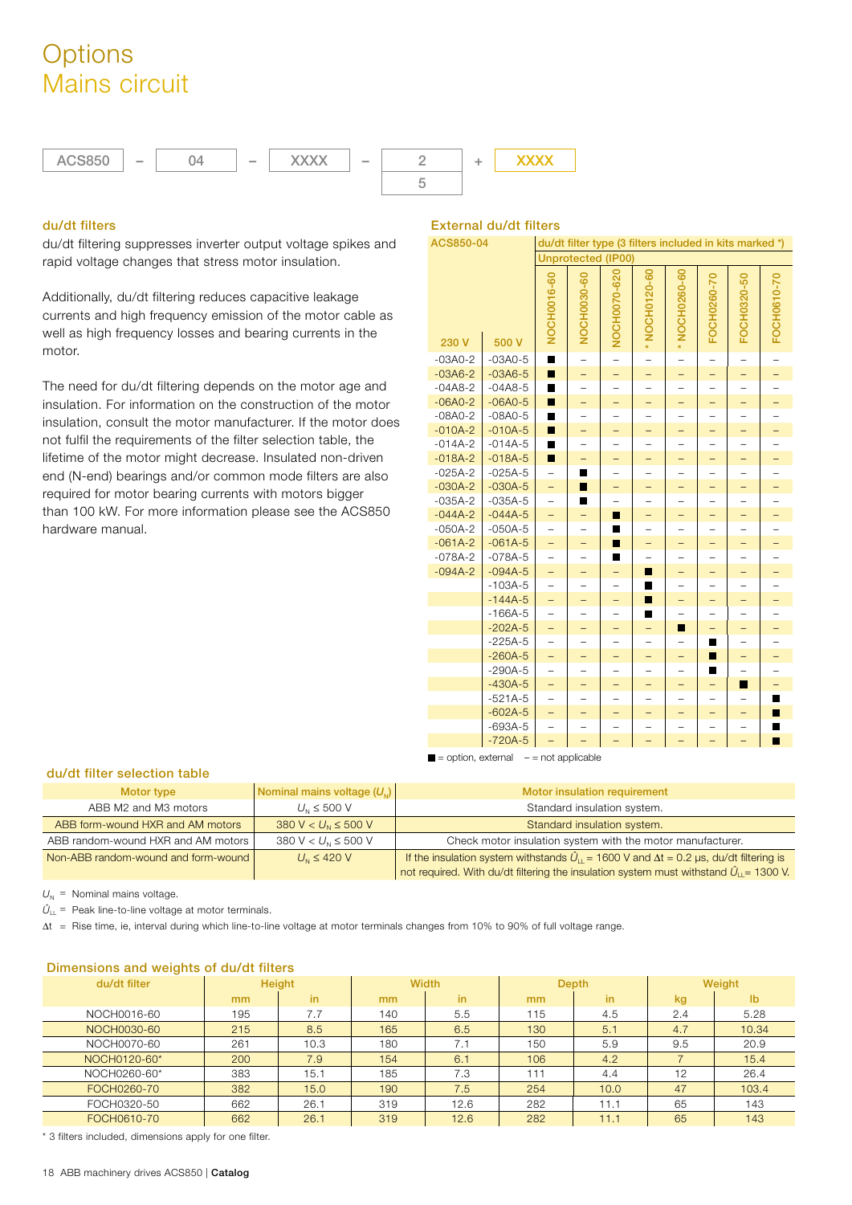# Options
## Mains circuit

| ACS850 | – | 04 | – | XXXX | – | 2 | + | XXXX |
|---|---|---|---|---|---|---|---|---|
| | | | | | | 5 | | |

### du/dt filters

du/dt filtering suppresses inverter output voltage spikes and rapid voltage changes that stress motor insulation.

Additionally, du/dt filtering reduces capacitive leakage currents and high frequency emission of the motor cable as well as high frequency losses and bearing currents in the motor.

The need for du/dt filtering depends on the motor age and insulation. For information on the construction of the motor insulation, consult the motor manufacturer. If the motor does not fulfil the requirements of the filter selection table, the lifetime of the motor might decrease. Insulated non-driven end (N-end) bearings and/or common mode filters are also required for motor bearing currents with motors bigger than 100 kW. For more information please see the ACS850 hardware manual.

### External du/dt filters

| ACS850-04 | | du/dt filter type (3 filters included in kits marked *) | | | | | | | |
|---|---|---|---|---|---|---|---|---|---|
| | | Unprotected (IP00) | | | | | | | |
| 230 V | 500 V | NOCH0016-60 | NOCH0030-60 | NOCH0070-620 | * NOCH0120-60 | * NOCH0260-60 | FOCH0260-70 | FOCH0320-50 | FOCH0610-70 |
| -03A0-2 | -03A0-5 | ■ | – | – | – | – | – | – | – |
| -03A6-2 | -03A6-5 | ■ | – | – | – | – | – | – | – |
| -04A8-2 | -04A8-5 | ■ | – | – | – | – | – | – | – |
| -06A0-2 | -06A0-5 | ■ | – | – | – | – | – | – | – |
| -08A0-2 | -08A0-5 | ■ | – | – | – | – | – | – | – |
| -010A-2 | -010A-5 | ■ | – | – | – | – | – | – | – |
| -014A-2 | -014A-5 | ■ | – | – | – | – | – | – | – |
| -018A-2 | -018A-5 | ■ | – | – | – | – | – | – | – |
| -025A-2 | -025A-5 | – | ■ | – | – | – | – | – | – |
| -030A-2 | -030A-5 | – | ■ | – | – | – | – | – | – |
| -035A-2 | -035A-5 | – | ■ | – | – | – | – | – | – |
| -044A-2 | -044A-5 | – | – | ■ | – | – | – | – | – |
| -050A-2 | -050A-5 | – | – | ■ | – | – | – | – | – |
| -061A-2 | -061A-5 | – | – | ■ | – | – | – | – | – |
| -078A-2 | -078A-5 | – | – | ■ | – | – | – | – | – |
| -094A-2 | -094A-5 | – | – | – | ■ | – | – | – | – |
| | -103A-5 | – | – | – | ■ | – | – | – | – |
| | -144A-5 | – | – | – | ■ | – | – | – | – |
| | -166A-5 | – | – | – | ■ | – | – | – | – |
| | -202A-5 | – | – | – | – | ■ | – | – | – |
| | -225A-5 | – | – | – | – | – | ■ | – | – |
| | -260A-5 | – | – | – | – | – | ■ | – | – |
| | -290A-5 | – | – | – | – | – | ■ | – | – |
| | -430A-5 | – | – | – | – | – | – | ■ | – |
| | -521A-5 | – | – | – | – | – | – | – | ■ |
| | -602A-5 | – | – | – | – | – | – | – | ■ |
| | -693A-5 | – | – | – | – | – | – | – | ■ |
| | -720A-5 | – | – | – | – | – | – | – | ■ |

■ = option, external – = not applicable

### du/dt filter selection table

| Motor type | Nominal mains voltage ($U_N$) | Motor insulation requirement |
|---|---|---|
| ABB M2 and M3 motors | $U_N \leq 500$ V | Standard insulation system. |
| ABB form-wound HXR and AM motors | 380 V $< U_N \leq 500$ V | Standard insulation system. |
| ABB random-wound HXR and AM motors | 380 V $< U_N \leq 500$ V | Check motor insulation system with the motor manufacturer. |
| Non-ABB random-wound and form-wound | $U_N \leq 420$ V | If the insulation system withstands $\hat{U}_{LL}$ = 1600 V and Δt = 0.2 µs, du/dt filtering is not required. With du/dt filtering the insulation system must withstand $\hat{U}_{LL}$ = 1300 V. |

$U_N$ = Nominal mains voltage.

$\hat{U}_{LL}$ = Peak line-to-line voltage at motor terminals.

Δt = Rise time, ie, interval during which line-to-line voltage at motor terminals changes from 10% to 90% of full voltage range.

### Dimensions and weights of du/dt filters

| du/dt filter | Height | | Width | | Depth | | Weight | |
|---|---|---|---|---|---|---|---|---|
| | mm | in | mm | in | mm | in | kg | lb |
| NOCH0016-60 | 195 | 7.7 | 140 | 5.5 | 115 | 4.5 | 2.4 | 5.28 |
| NOCH0030-60 | 215 | 8.5 | 165 | 6.5 | 130 | 5.1 | 4.7 | 10.34 |
| NOCH0070-60 | 261 | 10.3 | 180 | 7.1 | 150 | 5.9 | 9.5 | 20.9 |
| NOCH0120-60* | 200 | 7.9 | 154 | 6.1 | 106 | 4.2 | 7 | 15.4 |
| NOCH0260-60* | 383 | 15.1 | 185 | 7.3 | 111 | 4.4 | 12 | 26.4 |
| FOCH0260-70 | 382 | 15.0 | 190 | 7.5 | 254 | 10.0 | 47 | 103.4 |
| FOCH0320-50 | 662 | 26.1 | 319 | 12.6 | 282 | 11.1 | 65 | 143 |
| FOCH0610-70 | 662 | 26.1 | 319 | 12.6 | 282 | 11.1 | 65 | 143 |

* 3 filters included, dimensions apply for one filter.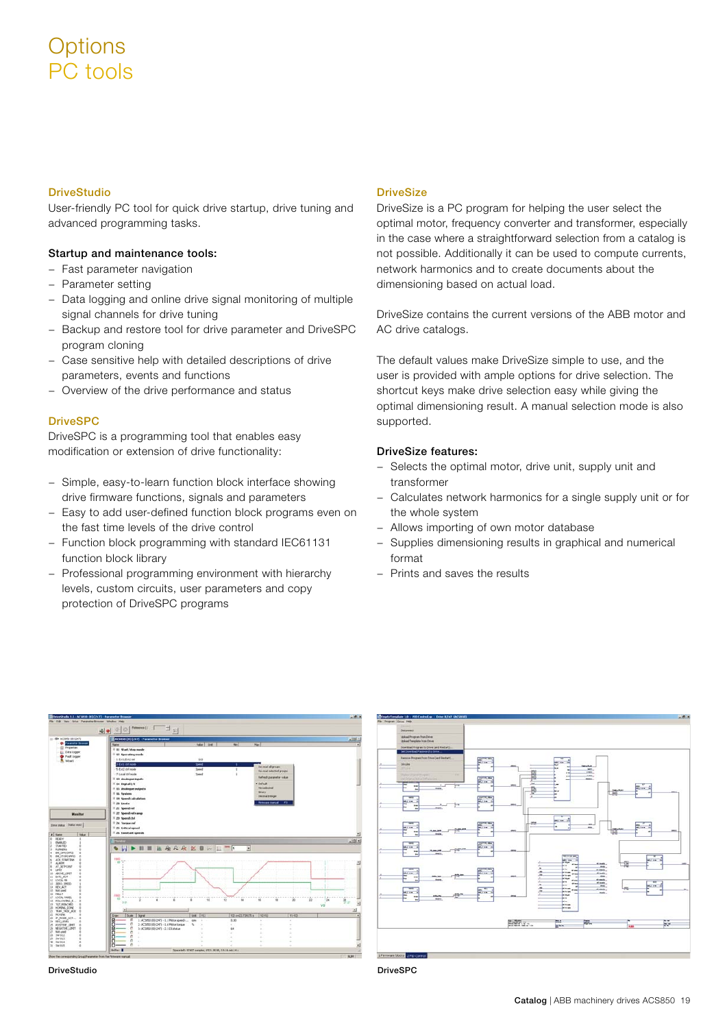# Options
# PC tools

## DriveStudio

User-friendly PC tool for quick drive startup, drive tuning and advanced programming tasks.

**Startup and maintenance tools:**

- Fast parameter navigation
- Parameter setting
- Data logging and online drive signal monitoring of multiple signal channels for drive tuning
- Backup and restore tool for drive parameter and DriveSPC program cloning
- Case sensitive help with detailed descriptions of drive parameters, events and functions
- Overview of the drive performance and status

## DriveSPC

DriveSPC is a programming tool that enables easy modification or extension of drive functionality:

- Simple, easy-to-learn function block interface showing drive firmware functions, signals and parameters
- Easy to add user-defined function block programs even on the fast time levels of the drive control
- Function block programming with standard IEC61131 function block library
- Professional programming environment with hierarchy levels, custom circuits, user parameters and copy protection of DriveSPC programs

## DriveSize

DriveSize is a PC program for helping the user select the optimal motor, frequency converter and transformer, especially in the case where a straightforward selection from a catalog is not possible. Additionally it can be used to compute currents, network harmonics and to create documents about the dimensioning based on actual load.

DriveSize contains the current versions of the ABB motor and AC drive catalogs.

The default values make DriveSize simple to use, and the user is provided with ample options for drive selection. The shortcut keys make drive selection easy while giving the optimal dimensioning result. A manual selection mode is also supported.

**DriveSize features:**

- Selects the optimal motor, drive unit, supply unit and transformer
- Calculates network harmonics for a single supply unit or for the whole system
- Allows importing of own motor database
- Supplies dimensioning results in graphical and numerical format
- Prints and saves the results

DriveStudio

DriveSPC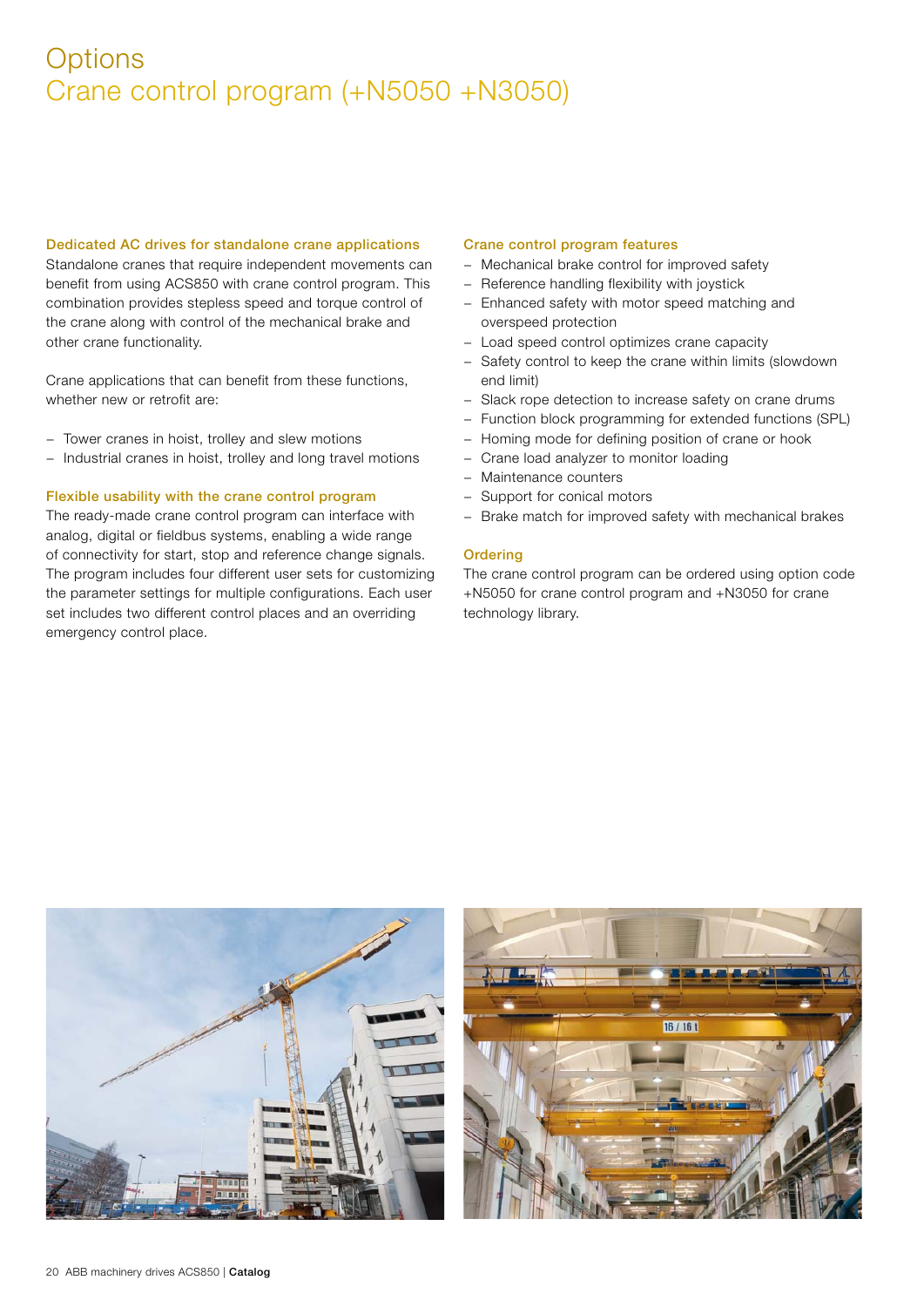# Options
# Crane control program (+N5050 +N3050)

### Dedicated AC drives for standalone crane applications

Standalone cranes that require independent movements can benefit from using ACS850 with crane control program. This combination provides stepless speed and torque control of the crane along with control of the mechanical brake and other crane functionality.

Crane applications that can benefit from these functions, whether new or retrofit are:

- Tower cranes in hoist, trolley and slew motions
- Industrial cranes in hoist, trolley and long travel motions

### Flexible usability with the crane control program

The ready-made crane control program can interface with analog, digital or fieldbus systems, enabling a wide range of connectivity for start, stop and reference change signals. The program includes four different user sets for customizing the parameter settings for multiple configurations. Each user set includes two different control places and an overriding emergency control place.

### Crane control program features

- Mechanical brake control for improved safety
- Reference handling flexibility with joystick
- Enhanced safety with motor speed matching and overspeed protection
- Load speed control optimizes crane capacity
- Safety control to keep the crane within limits (slowdown end limit)
- Slack rope detection to increase safety on crane drums
- Function block programming for extended functions (SPL)
- Homing mode for defining position of crane or hook
- Crane load analyzer to monitor loading
- Maintenance counters
- Support for conical motors
- Brake match for improved safety with mechanical brakes

### Ordering

The crane control program can be ordered using option code +N5050 for crane control program and +N3050 for crane technology library.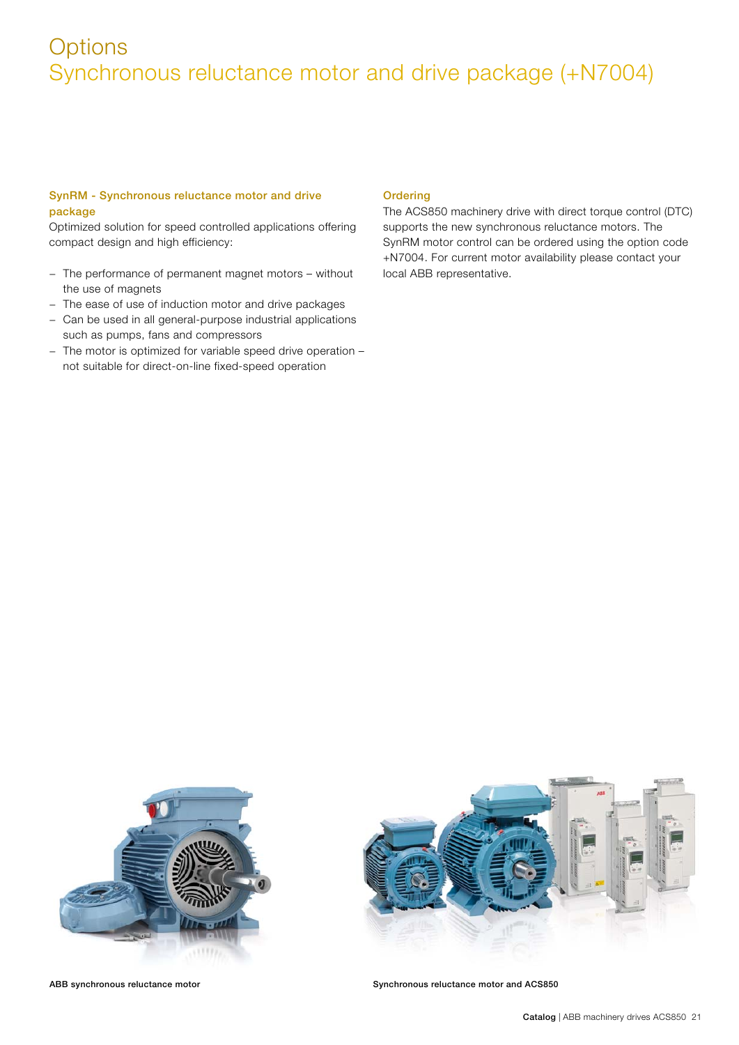# Options
## Synchronous reluctance motor and drive package (+N7004)

### SynRM - Synchronous reluctance motor and drive package

Optimized solution for speed controlled applications offering compact design and high efficiency:

- The performance of permanent magnet motors – without the use of magnets
- The ease of use of induction motor and drive packages
- Can be used in all general-purpose industrial applications such as pumps, fans and compressors
- The motor is optimized for variable speed drive operation – not suitable for direct-on-line fixed-speed operation

### Ordering

The ACS850 machinery drive with direct torque control (DTC) supports the new synchronous reluctance motors. The SynRM motor control can be ordered using the option code +N7004. For current motor availability please contact your local ABB representative.

**ABB synchronous reluctance motor**

**Synchronous reluctance motor and ACS850**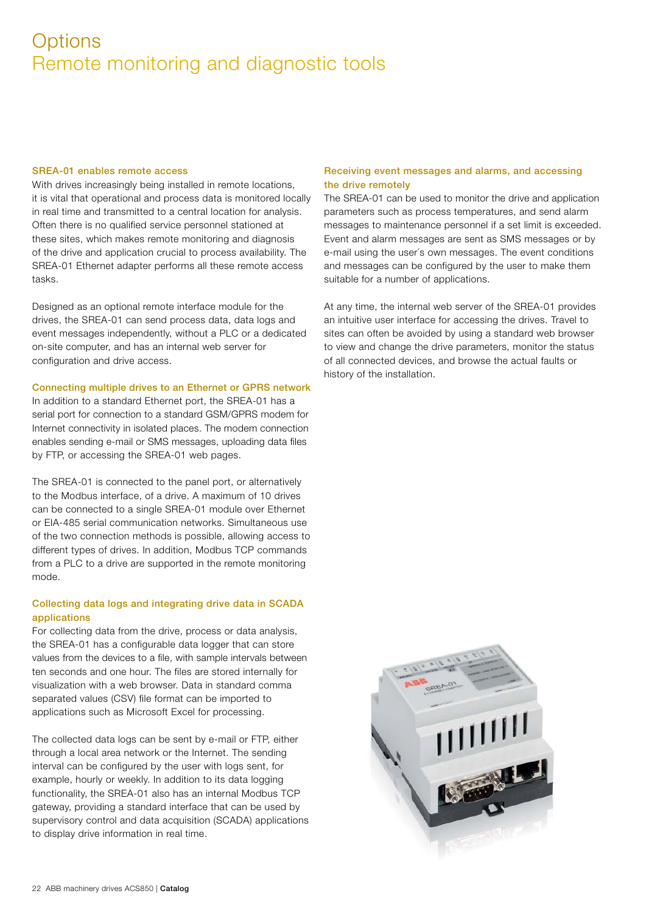# Options
## Remote monitoring and diagnostic tools

### SREA-01 enables remote access

With drives increasingly being installed in remote locations, it is vital that operational and process data is monitored locally in real time and transmitted to a central location for analysis. Often there is no qualified service personnel stationed at these sites, which makes remote monitoring and diagnosis of the drive and application crucial to process availability. The SREA-01 Ethernet adapter performs all these remote access tasks.

Designed as an optional remote interface module for the drives, the SREA-01 can send process data, data logs and event messages independently, without a PLC or a dedicated on-site computer, and has an internal web server for configuration and drive access.

### Connecting multiple drives to an Ethernet or GPRS network

In addition to a standard Ethernet port, the SREA-01 has a serial port for connection to a standard GSM/GPRS modem for Internet connectivity in isolated places. The modem connection enables sending e-mail or SMS messages, uploading data files by FTP, or accessing the SREA-01 web pages.

The SREA-01 is connected to the panel port, or alternatively to the Modbus interface, of a drive. A maximum of 10 drives can be connected to a single SREA-01 module over Ethernet or EIA-485 serial communication networks. Simultaneous use of the two connection methods is possible, allowing access to different types of drives. In addition, Modbus TCP commands from a PLC to a drive are supported in the remote monitoring mode.

### Collecting data logs and integrating drive data in SCADA applications

For collecting data from the drive, process or data analysis, the SREA-01 has a configurable data logger that can store values from the devices to a file, with sample intervals between ten seconds and one hour. The files are stored internally for visualization with a web browser. Data in standard comma separated values (CSV) file format can be imported to applications such as Microsoft Excel for processing.

The collected data logs can be sent by e-mail or FTP, either through a local area network or the Internet. The sending interval can be configured by the user with logs sent, for example, hourly or weekly. In addition to its data logging functionality, the SREA-01 also has an internal Modbus TCP gateway, providing a standard interface that can be used by supervisory control and data acquisition (SCADA) applications to display drive information in real time.

### Receiving event messages and alarms, and accessing the drive remotely

The SREA-01 can be used to monitor the drive and application parameters such as process temperatures, and send alarm messages to maintenance personnel if a set limit is exceeded. Event and alarm messages are sent as SMS messages or by e-mail using the user´s own messages. The event conditions and messages can be configured by the user to make them suitable for a number of applications.

At any time, the internal web server of the SREA-01 provides an intuitive user interface for accessing the drives. Travel to sites can often be avoided by using a standard web browser to view and change the drive parameters, monitor the status of all connected devices, and browse the actual faults or history of the installation.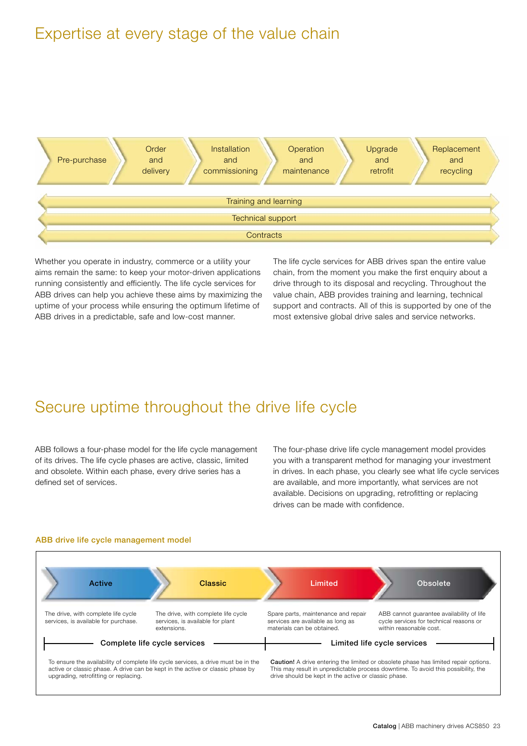# Expertise at every stage of the value chain

Pre-purchase → Order and delivery → Installation and commissioning → Operation and maintenance → Upgrade and retrofit → Replacement and recycling

Training and learning

Technical support

Contracts

Whether you operate in industry, commerce or a utility your aims remain the same: to keep your motor-driven applications running consistently and efficiently. The life cycle services for ABB drives can help you achieve these aims by maximizing the uptime of your process while ensuring the optimum lifetime of ABB drives in a predictable, safe and low-cost manner.

The life cycle services for ABB drives span the entire value chain, from the moment you make the first enquiry about a drive through to its disposal and recycling. Throughout the value chain, ABB provides training and learning, technical support and contracts. All of this is supported by one of the most extensive global drive sales and service networks.

# Secure uptime throughout the drive life cycle

ABB follows a four-phase model for the life cycle management of its drives. The life cycle phases are active, classic, limited and obsolete. Within each phase, every drive series has a defined set of services.

The four-phase drive life cycle management model provides you with a transparent method for managing your investment in drives. In each phase, you clearly see what life cycle services are available, and more importantly, what services are not available. Decisions on upgrading, retrofitting or replacing drives can be made with confidence.

**ABB drive life cycle management model**

| Active | Classic | Limited | Obsolete |
|---|---|---|---|
| The drive, with complete life cycle services, is available for purchase. | The drive, with complete life cycle services, is available for plant extensions. | Spare parts, maintenance and repair services are available as long as materials can be obtained. | ABB cannot guarantee availability of life cycle services for technical reasons or within reasonable cost. |
| **Complete life cycle services** | | **Limited life cycle services** | |
| To ensure the availability of complete life cycle services, a drive must be in the active or classic phase. A drive can be kept in the active or classic phase by upgrading, retrofitting or replacing. | | **Caution!** A drive entering the limited or obsolete phase has limited repair options. This may result in unpredictable process downtime. To avoid this possibility, the drive should be kept in the active or classic phase. | |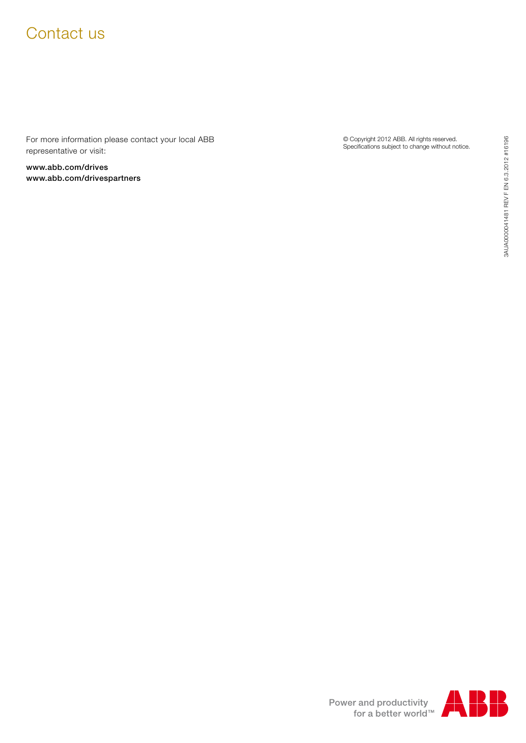# Contact us

For more information please contact your local ABB representative or visit:

**www.abb.com/drives**
**www.abb.com/drivespartners**

© Copyright 2012 ABB. All rights reserved.
Specifications subject to change without notice.

3AUA0000041481 REV F EN 6.3.2012 #16196

Power and productivity
for a better world™